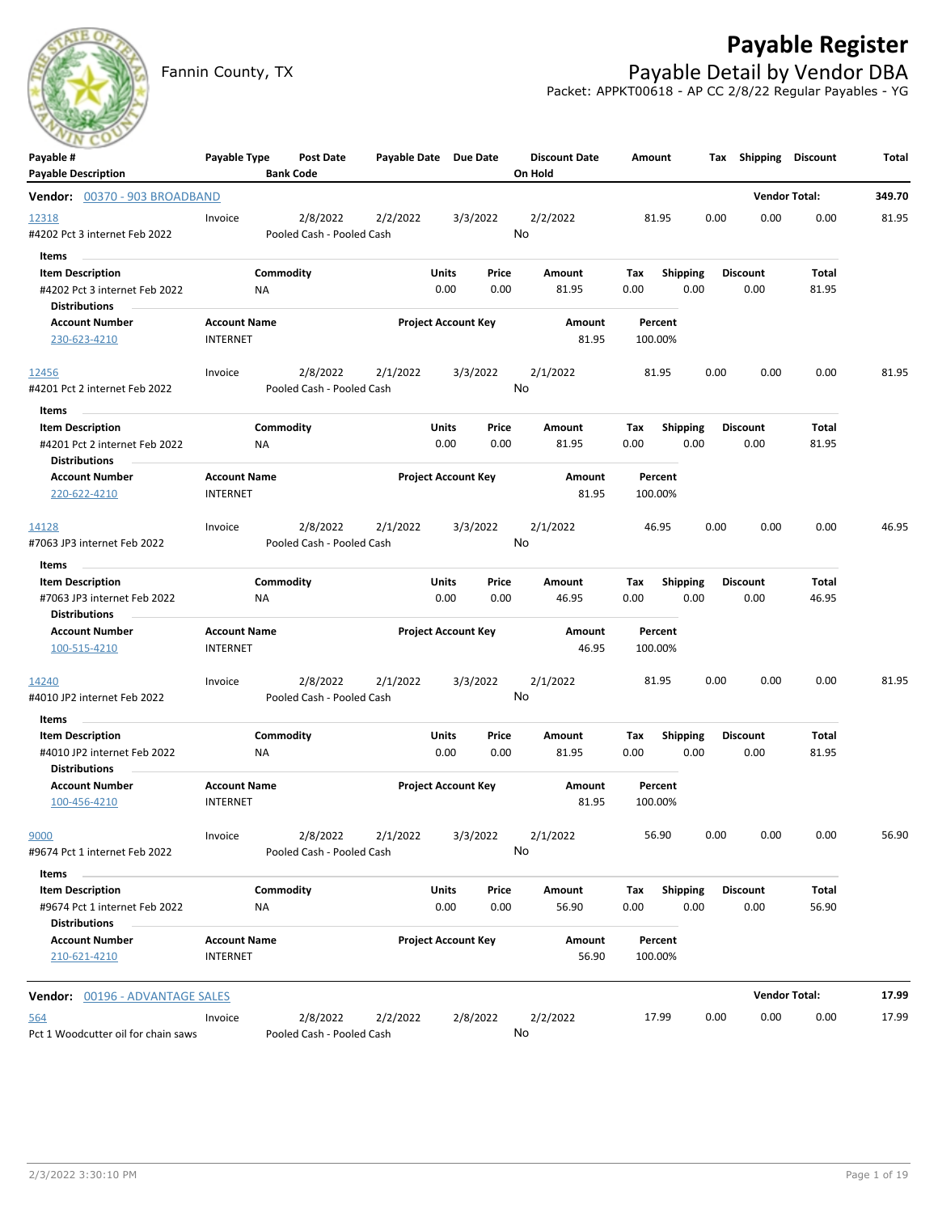# Payable Register

Fannin County, TX

## Payable Detail by Vendor DBA

Packet: APPKT00618 - AP CC 2/8/22 Regular Payables - YG

| Payable # / Payable Description | Payable Type | Post Date / Bank Code | Payable Date | Due Date | Discount Date / On Hold | Amount | Tax | Shipping | Discount | Total |
|---|---|---|---|---|---|---|---|---|---|---|

**Vendor: 00370 - 903 BROADBAND** — Vendor Total: **349.70**

| Payable # | Payable Type | Post Date | Payable Date | Due Date | Discount Date | Amount | Tax | Shipping | Discount | Total |
|---|---|---|---|---|---|---|---|---|---|---|
| 12318 | Invoice | 2/8/2022 | 2/2/2022 | 3/3/2022 | 2/2/2022 | 81.95 | 0.00 | 0.00 | 0.00 | 81.95 |

#4202 Pct 3 internet Feb 2022 — Pooled Cash - Pooled Cash — On Hold: No

Items

| Item Description | Commodity | Units | Price | Amount | Tax | Shipping | Discount | Total |
|---|---|---|---|---|---|---|---|---|
| #4202 Pct 3 internet Feb 2022 | NA | 0.00 | 0.00 | 81.95 | 0.00 | 0.00 | 0.00 | 81.95 |

Distributions

| Account Number | Account Name | Project Account Key | Amount | Percent |
|---|---|---|---|---|
| 230-623-4210 | INTERNET | | 81.95 | 100.00% |

| Payable # | Payable Type | Post Date | Payable Date | Due Date | Discount Date | Amount | Tax | Shipping | Discount | Total |
|---|---|---|---|---|---|---|---|---|---|---|
| 12456 | Invoice | 2/8/2022 | 2/1/2022 | 3/3/2022 | 2/1/2022 | 81.95 | 0.00 | 0.00 | 0.00 | 81.95 |

#4201 Pct 2 internet Feb 2022 — Pooled Cash - Pooled Cash — On Hold: No

Items

| Item Description | Commodity | Units | Price | Amount | Tax | Shipping | Discount | Total |
|---|---|---|---|---|---|---|---|---|
| #4201 Pct 2 internet Feb 2022 | NA | 0.00 | 0.00 | 81.95 | 0.00 | 0.00 | 0.00 | 81.95 |

Distributions

| Account Number | Account Name | Project Account Key | Amount | Percent |
|---|---|---|---|---|
| 220-622-4210 | INTERNET | | 81.95 | 100.00% |

| Payable # | Payable Type | Post Date | Payable Date | Due Date | Discount Date | Amount | Tax | Shipping | Discount | Total |
|---|---|---|---|---|---|---|---|---|---|---|
| 14128 | Invoice | 2/8/2022 | 2/1/2022 | 3/3/2022 | 2/1/2022 | 46.95 | 0.00 | 0.00 | 0.00 | 46.95 |

#7063 JP3 internet Feb 2022 — Pooled Cash - Pooled Cash — On Hold: No

Items

| Item Description | Commodity | Units | Price | Amount | Tax | Shipping | Discount | Total |
|---|---|---|---|---|---|---|---|---|
| #7063 JP3 internet Feb 2022 | NA | 0.00 | 0.00 | 46.95 | 0.00 | 0.00 | 0.00 | 46.95 |

Distributions

| Account Number | Account Name | Project Account Key | Amount | Percent |
|---|---|---|---|---|
| 100-515-4210 | INTERNET | | 46.95 | 100.00% |

| Payable # | Payable Type | Post Date | Payable Date | Due Date | Discount Date | Amount | Tax | Shipping | Discount | Total |
|---|---|---|---|---|---|---|---|---|---|---|
| 14240 | Invoice | 2/8/2022 | 2/1/2022 | 3/3/2022 | 2/1/2022 | 81.95 | 0.00 | 0.00 | 0.00 | 81.95 |

#4010 JP2 internet Feb 2022 — Pooled Cash - Pooled Cash — On Hold: No

Items

| Item Description | Commodity | Units | Price | Amount | Tax | Shipping | Discount | Total |
|---|---|---|---|---|---|---|---|---|
| #4010 JP2 internet Feb 2022 | NA | 0.00 | 0.00 | 81.95 | 0.00 | 0.00 | 0.00 | 81.95 |

Distributions

| Account Number | Account Name | Project Account Key | Amount | Percent |
|---|---|---|---|---|
| 100-456-4210 | INTERNET | | 81.95 | 100.00% |

| Payable # | Payable Type | Post Date | Payable Date | Due Date | Discount Date | Amount | Tax | Shipping | Discount | Total |
|---|---|---|---|---|---|---|---|---|---|---|
| 9000 | Invoice | 2/8/2022 | 2/1/2022 | 3/3/2022 | 2/1/2022 | 56.90 | 0.00 | 0.00 | 0.00 | 56.90 |

#9674 Pct 1 internet Feb 2022 — Pooled Cash - Pooled Cash — On Hold: No

Items

| Item Description | Commodity | Units | Price | Amount | Tax | Shipping | Discount | Total |
|---|---|---|---|---|---|---|---|---|
| #9674 Pct 1 internet Feb 2022 | NA | 0.00 | 0.00 | 56.90 | 0.00 | 0.00 | 0.00 | 56.90 |

Distributions

| Account Number | Account Name | Project Account Key | Amount | Percent |
|---|---|---|---|---|
| 210-621-4210 | INTERNET | | 56.90 | 100.00% |

**Vendor: 00196 - ADVANTAGE SALES** — Vendor Total: **17.99**

| Payable # | Payable Type | Post Date | Payable Date | Due Date | Discount Date | Amount | Tax | Shipping | Discount | Total |
|---|---|---|---|---|---|---|---|---|---|---|
| 564 | Invoice | 2/8/2022 | 2/2/2022 | 2/8/2022 | 2/2/2022 | 17.99 | 0.00 | 0.00 | 0.00 | 17.99 |

Pct 1 Woodcutter oil for chain saws — Pooled Cash - Pooled Cash — On Hold: No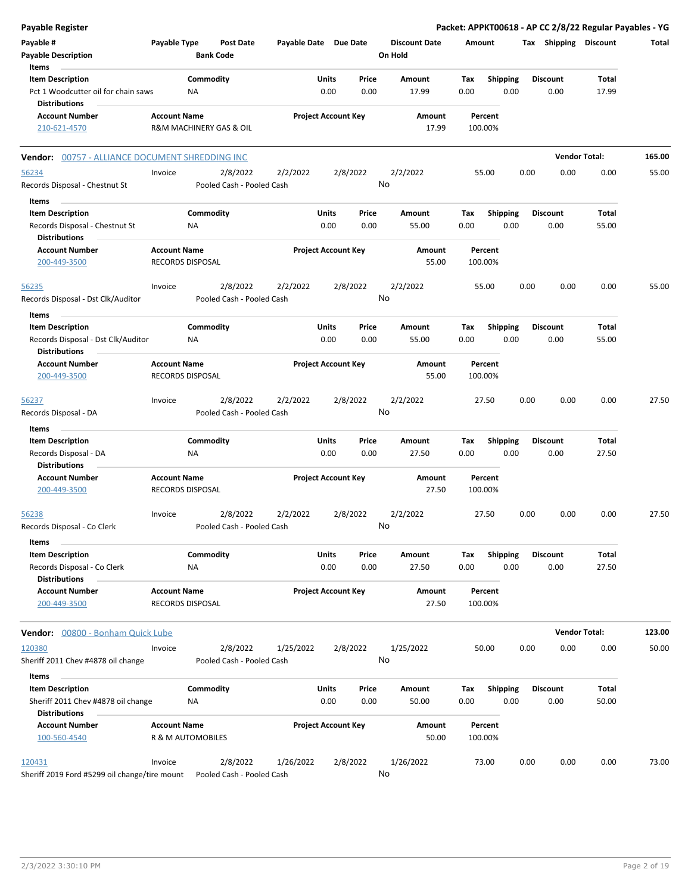**Payable Register** — **Packet: APPKT00618 - AP CC 2/8/22 Regular Payables - YG**

| Payable # | Payable Type | Post Date | Payable Date | Due Date | Discount Date | Amount | Tax | Shipping | Discount | Total |
|---|---|---|---|---|---|---|---|---|---|---|
| Payable Description | | Bank Code | | | On Hold | | | | | |

**Items**

| Item Description | Commodity | Units | Price | Amount | Tax | Shipping | Discount | Total |
|---|---|---|---|---|---|---|---|---|
| Pct 1 Woodcutter oil for chain saws | NA | 0.00 | 0.00 | 17.99 | 0.00 | 0.00 | 0.00 | 17.99 |

**Distributions**

| Account Number | Account Name | Project Account Key | Amount | Percent |
|---|---|---|---|---|
| 210-621-4570 | R&M MACHINERY GAS & OIL | | 17.99 | 100.00% |

---

**Vendor:** 00757 - ALLIANCE DOCUMENT SHREDDING INC — **Vendor Total: 165.00**

| Payable # | Payable Type | Post Date | Payable Date | Due Date | Discount Date | Amount | Tax | Shipping | Discount | Total |
|---|---|---|---|---|---|---|---|---|---|---|
| 56234 | Invoice | 2/8/2022 | 2/2/2022 | 2/8/2022 | 2/2/2022 | 55.00 | 0.00 | 0.00 | 0.00 | 55.00 |
| Records Disposal - Chestnut St | | Pooled Cash - Pooled Cash | | | No | | | | | |

**Items**

| Item Description | Commodity | Units | Price | Amount | Tax | Shipping | Discount | Total |
|---|---|---|---|---|---|---|---|---|
| Records Disposal - Chestnut St | NA | 0.00 | 0.00 | 55.00 | 0.00 | 0.00 | 0.00 | 55.00 |

**Distributions**

| Account Number | Account Name | Project Account Key | Amount | Percent |
|---|---|---|---|---|
| 200-449-3500 | RECORDS DISPOSAL | | 55.00 | 100.00% |

| Payable # | Payable Type | Post Date | Payable Date | Due Date | Discount Date | Amount | Tax | Shipping | Discount | Total |
|---|---|---|---|---|---|---|---|---|---|---|
| 56235 | Invoice | 2/8/2022 | 2/2/2022 | 2/8/2022 | 2/2/2022 | 55.00 | 0.00 | 0.00 | 0.00 | 55.00 |
| Records Disposal - Dst Clk/Auditor | | Pooled Cash - Pooled Cash | | | No | | | | | |

**Items**

| Item Description | Commodity | Units | Price | Amount | Tax | Shipping | Discount | Total |
|---|---|---|---|---|---|---|---|---|
| Records Disposal - Dst Clk/Auditor | NA | 0.00 | 0.00 | 55.00 | 0.00 | 0.00 | 0.00 | 55.00 |

**Distributions**

| Account Number | Account Name | Project Account Key | Amount | Percent |
|---|---|---|---|---|
| 200-449-3500 | RECORDS DISPOSAL | | 55.00 | 100.00% |

| Payable # | Payable Type | Post Date | Payable Date | Due Date | Discount Date | Amount | Tax | Shipping | Discount | Total |
|---|---|---|---|---|---|---|---|---|---|---|
| 56237 | Invoice | 2/8/2022 | 2/2/2022 | 2/8/2022 | 2/2/2022 | 27.50 | 0.00 | 0.00 | 0.00 | 27.50 |
| Records Disposal - DA | | Pooled Cash - Pooled Cash | | | No | | | | | |

**Items**

| Item Description | Commodity | Units | Price | Amount | Tax | Shipping | Discount | Total |
|---|---|---|---|---|---|---|---|---|
| Records Disposal - DA | NA | 0.00 | 0.00 | 27.50 | 0.00 | 0.00 | 0.00 | 27.50 |

**Distributions**

| Account Number | Account Name | Project Account Key | Amount | Percent |
|---|---|---|---|---|
| 200-449-3500 | RECORDS DISPOSAL | | 27.50 | 100.00% |

| Payable # | Payable Type | Post Date | Payable Date | Due Date | Discount Date | Amount | Tax | Shipping | Discount | Total |
|---|---|---|---|---|---|---|---|---|---|---|
| 56238 | Invoice | 2/8/2022 | 2/2/2022 | 2/8/2022 | 2/2/2022 | 27.50 | 0.00 | 0.00 | 0.00 | 27.50 |
| Records Disposal - Co Clerk | | Pooled Cash - Pooled Cash | | | No | | | | | |

**Items**

| Item Description | Commodity | Units | Price | Amount | Tax | Shipping | Discount | Total |
|---|---|---|---|---|---|---|---|---|
| Records Disposal - Co Clerk | NA | 0.00 | 0.00 | 27.50 | 0.00 | 0.00 | 0.00 | 27.50 |

**Distributions**

| Account Number | Account Name | Project Account Key | Amount | Percent |
|---|---|---|---|---|
| 200-449-3500 | RECORDS DISPOSAL | | 27.50 | 100.00% |

---

**Vendor:** 00800 - Bonham Quick Lube — **Vendor Total: 123.00**

| Payable # | Payable Type | Post Date | Payable Date | Due Date | Discount Date | Amount | Tax | Shipping | Discount | Total |
|---|---|---|---|---|---|---|---|---|---|---|
| 120380 | Invoice | 2/8/2022 | 1/25/2022 | 2/8/2022 | 1/25/2022 | 50.00 | 0.00 | 0.00 | 0.00 | 50.00 |
| Sheriff 2011 Chev #4878 oil change | | Pooled Cash - Pooled Cash | | | No | | | | | |

**Items**

| Item Description | Commodity | Units | Price | Amount | Tax | Shipping | Discount | Total |
|---|---|---|---|---|---|---|---|---|
| Sheriff 2011 Chev #4878 oil change | NA | 0.00 | 0.00 | 50.00 | 0.00 | 0.00 | 0.00 | 50.00 |

**Distributions**

| Account Number | Account Name | Project Account Key | Amount | Percent |
|---|---|---|---|---|
| 100-560-4540 | R & M AUTOMOBILES | | 50.00 | 100.00% |

| Payable # | Payable Type | Post Date | Payable Date | Due Date | Discount Date | Amount | Tax | Shipping | Discount | Total |
|---|---|---|---|---|---|---|---|---|---|---|
| 120431 | Invoice | 2/8/2022 | 1/26/2022 | 2/8/2022 | 1/26/2022 | 73.00 | 0.00 | 0.00 | 0.00 | 73.00 |
| Sheriff 2019 Ford #5299 oil change/tire mount | | Pooled Cash - Pooled Cash | | | No | | | | | |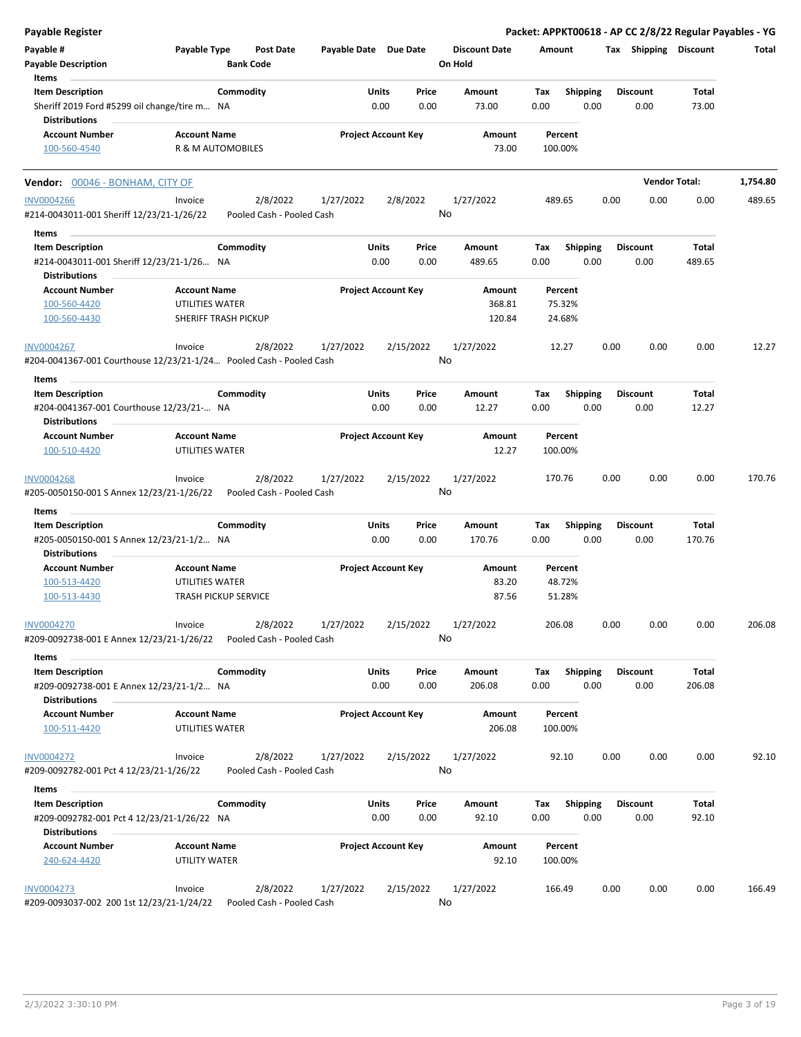**Payable Register** — Packet: APPKT00618 - AP CC 2/8/22 Regular Payables - YG

| Payable # | Payable Type | Post Date | Payable Date | Due Date | Discount Date | Amount | Tax | Shipping | Discount | Total |
|---|---|---|---|---|---|---|---|---|---|---|
| Payable Description | | Bank Code | | | On Hold | | | | | |

**Items**

| Item Description | Commodity | Units | Price | Amount | Tax | Shipping | Discount | Total |
|---|---|---|---|---|---|---|---|---|
| Sheriff 2019 Ford #5299 oil change/tire m... | NA | 0.00 | 0.00 | 73.00 | 0.00 | 0.00 | 0.00 | 73.00 |

**Distributions**

| Account Number | Account Name | Project Account Key | Amount | Percent |
|---|---|---|---|---|
| 100-560-4540 | R & M AUTOMOBILES | | 73.00 | 100.00% |

---

**Vendor: 00046 - BONHAM, CITY OF** — Vendor Total: 1,754.80

| Payable # | Payable Type | Post Date | Payable Date | Due Date | Discount Date | Amount | Tax | Shipping | Discount | Total |
|---|---|---|---|---|---|---|---|---|---|---|
| INV0004266 | Invoice | 2/8/2022 | 1/27/2022 | 2/8/2022 | 1/27/2022 | 489.65 | 0.00 | 0.00 | 0.00 | 489.65 |
| #214-0043011-001 Sheriff 12/23/21-1/26/22 | | Pooled Cash - Pooled Cash | | | No | | | | | |

**Items**

| Item Description | Commodity | Units | Price | Amount | Tax | Shipping | Discount | Total |
|---|---|---|---|---|---|---|---|---|
| #214-0043011-001 Sheriff 12/23/21-1/26... | NA | 0.00 | 0.00 | 489.65 | 0.00 | 0.00 | 0.00 | 489.65 |

**Distributions**

| Account Number | Account Name | Project Account Key | Amount | Percent |
|---|---|---|---|---|
| 100-560-4420 | UTILITIES WATER | | 368.81 | 75.32% |
| 100-560-4430 | SHERIFF TRASH PICKUP | | 120.84 | 24.68% |

| Payable # | Payable Type | Post Date | Payable Date | Due Date | Discount Date | Amount | Tax | Shipping | Discount | Total |
|---|---|---|---|---|---|---|---|---|---|---|
| INV0004267 | Invoice | 2/8/2022 | 1/27/2022 | 2/15/2022 | 1/27/2022 | 12.27 | 0.00 | 0.00 | 0.00 | 12.27 |
| #204-0041367-001 Courthouse 12/23/21-1/24... | | Pooled Cash - Pooled Cash | | | No | | | | | |

**Items**

| Item Description | Commodity | Units | Price | Amount | Tax | Shipping | Discount | Total |
|---|---|---|---|---|---|---|---|---|
| #204-0041367-001 Courthouse 12/23/21-... | NA | 0.00 | 0.00 | 12.27 | 0.00 | 0.00 | 0.00 | 12.27 |

**Distributions**

| Account Number | Account Name | Project Account Key | Amount | Percent |
|---|---|---|---|---|
| 100-510-4420 | UTILITIES WATER | | 12.27 | 100.00% |

| Payable # | Payable Type | Post Date | Payable Date | Due Date | Discount Date | Amount | Tax | Shipping | Discount | Total |
|---|---|---|---|---|---|---|---|---|---|---|
| INV0004268 | Invoice | 2/8/2022 | 1/27/2022 | 2/15/2022 | 1/27/2022 | 170.76 | 0.00 | 0.00 | 0.00 | 170.76 |
| #205-0050150-001 S Annex 12/23/21-1/26/22 | | Pooled Cash - Pooled Cash | | | No | | | | | |

**Items**

| Item Description | Commodity | Units | Price | Amount | Tax | Shipping | Discount | Total |
|---|---|---|---|---|---|---|---|---|
| #205-0050150-001 S Annex 12/23/21-1/2... | NA | 0.00 | 0.00 | 170.76 | 0.00 | 0.00 | 0.00 | 170.76 |

**Distributions**

| Account Number | Account Name | Project Account Key | Amount | Percent |
|---|---|---|---|---|
| 100-513-4420 | UTILITIES WATER | | 83.20 | 48.72% |
| 100-513-4430 | TRASH PICKUP SERVICE | | 87.56 | 51.28% |

| Payable # | Payable Type | Post Date | Payable Date | Due Date | Discount Date | Amount | Tax | Shipping | Discount | Total |
|---|---|---|---|---|---|---|---|---|---|---|
| INV0004270 | Invoice | 2/8/2022 | 1/27/2022 | 2/15/2022 | 1/27/2022 | 206.08 | 0.00 | 0.00 | 0.00 | 206.08 |
| #209-0092738-001 E Annex 12/23/21-1/26/22 | | Pooled Cash - Pooled Cash | | | No | | | | | |

**Items**

| Item Description | Commodity | Units | Price | Amount | Tax | Shipping | Discount | Total |
|---|---|---|---|---|---|---|---|---|
| #209-0092738-001 E Annex 12/23/21-1/2... | NA | 0.00 | 0.00 | 206.08 | 0.00 | 0.00 | 0.00 | 206.08 |

**Distributions**

| Account Number | Account Name | Project Account Key | Amount | Percent |
|---|---|---|---|---|
| 100-511-4420 | UTILITIES WATER | | 206.08 | 100.00% |

| Payable # | Payable Type | Post Date | Payable Date | Due Date | Discount Date | Amount | Tax | Shipping | Discount | Total |
|---|---|---|---|---|---|---|---|---|---|---|
| INV0004272 | Invoice | 2/8/2022 | 1/27/2022 | 2/15/2022 | 1/27/2022 | 92.10 | 0.00 | 0.00 | 0.00 | 92.10 |
| #209-0092782-001 Pct 4 12/23/21-1/26/22 | | Pooled Cash - Pooled Cash | | | No | | | | | |

**Items**

| Item Description | Commodity | Units | Price | Amount | Tax | Shipping | Discount | Total |
|---|---|---|---|---|---|---|---|---|
| #209-0092782-001 Pct 4 12/23/21-1/26/22 | NA | 0.00 | 0.00 | 92.10 | 0.00 | 0.00 | 0.00 | 92.10 |

**Distributions**

| Account Number | Account Name | Project Account Key | Amount | Percent |
|---|---|---|---|---|
| 240-624-4420 | UTILITY WATER | | 92.10 | 100.00% |

| Payable # | Payable Type | Post Date | Payable Date | Due Date | Discount Date | Amount | Tax | Shipping | Discount | Total |
|---|---|---|---|---|---|---|---|---|---|---|
| INV0004273 | Invoice | 2/8/2022 | 1/27/2022 | 2/15/2022 | 1/27/2022 | 166.49 | 0.00 | 0.00 | 0.00 | 166.49 |
| #209-0093037-002 200 1st 12/23/21-1/24/22 | | Pooled Cash - Pooled Cash | | | No | | | | | |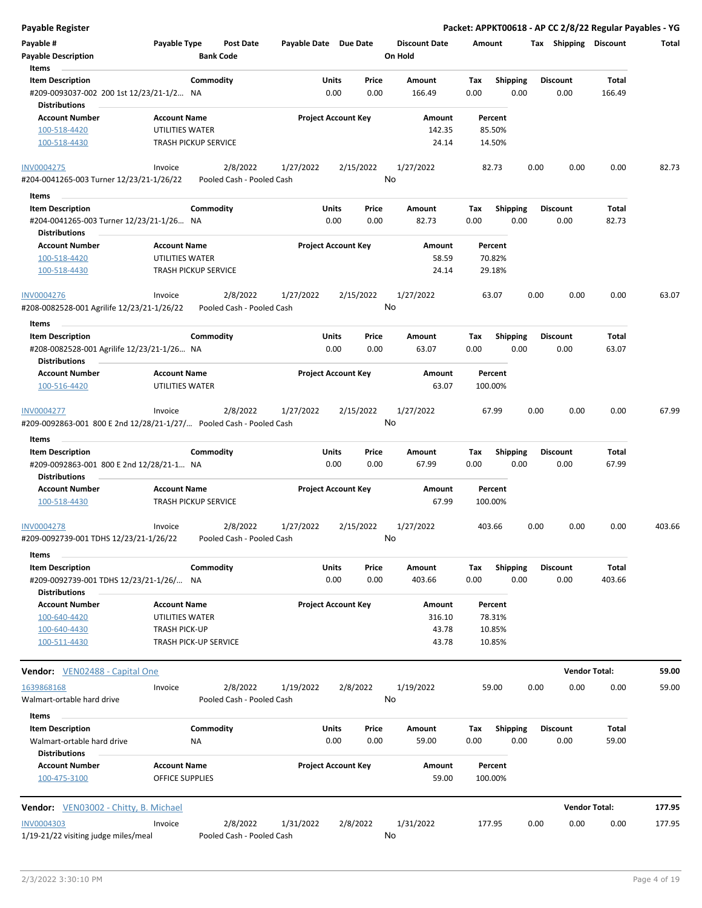**Payable Register** — **Packet: APPKT00618 - AP CC 2/8/22 Regular Payables - YG**

| Payable # | Payable Type | Post Date | Payable Date | Due Date | Discount Date | Amount | Tax | Shipping | Discount | Total |
|---|---|---|---|---|---|---|---|---|---|---|
| Payable Description | | Bank Code | | | On Hold | | | | | |

**Items**

| Item Description | Commodity | Units | Price | Amount | Tax | Shipping | Discount | Total |
|---|---|---|---|---|---|---|---|---|
| #209-0093037-002 200 1st 12/23/21-1/2... | NA | 0.00 | 0.00 | 166.49 | 0.00 | 0.00 | 0.00 | 166.49 |

**Distributions**

| Account Number | Account Name | Project Account Key | Amount | Percent |
|---|---|---|---|---|
| 100-518-4420 | UTILITIES WATER | | 142.35 | 85.50% |
| 100-518-4430 | TRASH PICKUP SERVICE | | 24.14 | 14.50% |

| INV0004275 | Invoice | 2/8/2022 | 1/27/2022 | 2/15/2022 | 1/27/2022 | 82.73 | 0.00 | 0.00 | 0.00 | 82.73 |
|---|---|---|---|---|---|---|---|---|---|---|
| #204-0041265-003 Turner 12/23/21-1/26/22 | | Pooled Cash - Pooled Cash | | | No | | | | | |

**Items**

| Item Description | Commodity | Units | Price | Amount | Tax | Shipping | Discount | Total |
|---|---|---|---|---|---|---|---|---|
| #204-0041265-003 Turner 12/23/21-1/26... | NA | 0.00 | 0.00 | 82.73 | 0.00 | 0.00 | 0.00 | 82.73 |

**Distributions**

| Account Number | Account Name | Project Account Key | Amount | Percent |
|---|---|---|---|---|
| 100-518-4420 | UTILITIES WATER | | 58.59 | 70.82% |
| 100-518-4430 | TRASH PICKUP SERVICE | | 24.14 | 29.18% |

| INV0004276 | Invoice | 2/8/2022 | 1/27/2022 | 2/15/2022 | 1/27/2022 | 63.07 | 0.00 | 0.00 | 0.00 | 63.07 |
|---|---|---|---|---|---|---|---|---|---|---|
| #208-0082528-001 Agrilife 12/23/21-1/26/22 | | Pooled Cash - Pooled Cash | | | No | | | | | |

**Items**

| Item Description | Commodity | Units | Price | Amount | Tax | Shipping | Discount | Total |
|---|---|---|---|---|---|---|---|---|
| #208-0082528-001 Agrilife 12/23/21-1/26... | NA | 0.00 | 0.00 | 63.07 | 0.00 | 0.00 | 0.00 | 63.07 |

**Distributions**

| Account Number | Account Name | Project Account Key | Amount | Percent |
|---|---|---|---|---|
| 100-516-4420 | UTILITIES WATER | | 63.07 | 100.00% |

| INV0004277 | Invoice | 2/8/2022 | 1/27/2022 | 2/15/2022 | 1/27/2022 | 67.99 | 0.00 | 0.00 | 0.00 | 67.99 |
|---|---|---|---|---|---|---|---|---|---|---|
| #209-0092863-001 800 E 2nd 12/28/21-1/27/... | | Pooled Cash - Pooled Cash | | | No | | | | | |

**Items**

| Item Description | Commodity | Units | Price | Amount | Tax | Shipping | Discount | Total |
|---|---|---|---|---|---|---|---|---|
| #209-0092863-001 800 E 2nd 12/28/21-1... | NA | 0.00 | 0.00 | 67.99 | 0.00 | 0.00 | 0.00 | 67.99 |

**Distributions**

| Account Number | Account Name | Project Account Key | Amount | Percent |
|---|---|---|---|---|
| 100-518-4430 | TRASH PICKUP SERVICE | | 67.99 | 100.00% |

| INV0004278 | Invoice | 2/8/2022 | 1/27/2022 | 2/15/2022 | 1/27/2022 | 403.66 | 0.00 | 0.00 | 0.00 | 403.66 |
|---|---|---|---|---|---|---|---|---|---|---|
| #209-0092739-001 TDHS 12/23/21-1/26/22 | | Pooled Cash - Pooled Cash | | | No | | | | | |

**Items**

| Item Description | Commodity | Units | Price | Amount | Tax | Shipping | Discount | Total |
|---|---|---|---|---|---|---|---|---|
| #209-0092739-001 TDHS 12/23/21-1/26/... | NA | 0.00 | 0.00 | 403.66 | 0.00 | 0.00 | 0.00 | 403.66 |

**Distributions**

| Account Number | Account Name | Project Account Key | Amount | Percent |
|---|---|---|---|---|
| 100-640-4420 | UTILITIES WATER | | 316.10 | 78.31% |
| 100-640-4430 | TRASH PICK-UP | | 43.78 | 10.85% |
| 100-511-4430 | TRASH PICK-UP SERVICE | | 43.78 | 10.85% |

---

**Vendor: VEN02488 - Capital One** — **Vendor Total: 59.00**

| 1639868168 | Invoice | 2/8/2022 | 1/19/2022 | 2/8/2022 | 1/19/2022 | 59.00 | 0.00 | 0.00 | 0.00 | 59.00 |
|---|---|---|---|---|---|---|---|---|---|---|
| Walmart-ortable hard drive | | Pooled Cash - Pooled Cash | | | No | | | | | |

**Items**

| Item Description | Commodity | Units | Price | Amount | Tax | Shipping | Discount | Total |
|---|---|---|---|---|---|---|---|---|
| Walmart-ortable hard drive | NA | 0.00 | 0.00 | 59.00 | 0.00 | 0.00 | 0.00 | 59.00 |

**Distributions**

| Account Number | Account Name | Project Account Key | Amount | Percent |
|---|---|---|---|---|
| 100-475-3100 | OFFICE SUPPLIES | | 59.00 | 100.00% |

---

**Vendor: VEN03002 - Chitty, B. Michael** — **Vendor Total: 177.95**

| INV0004303 | Invoice | 2/8/2022 | 1/31/2022 | 2/8/2022 | 1/31/2022 | 177.95 | 0.00 | 0.00 | 0.00 | 177.95 |
|---|---|---|---|---|---|---|---|---|---|---|
| 1/19-21/22 visiting judge miles/meal | | Pooled Cash - Pooled Cash | | | No | | | | | |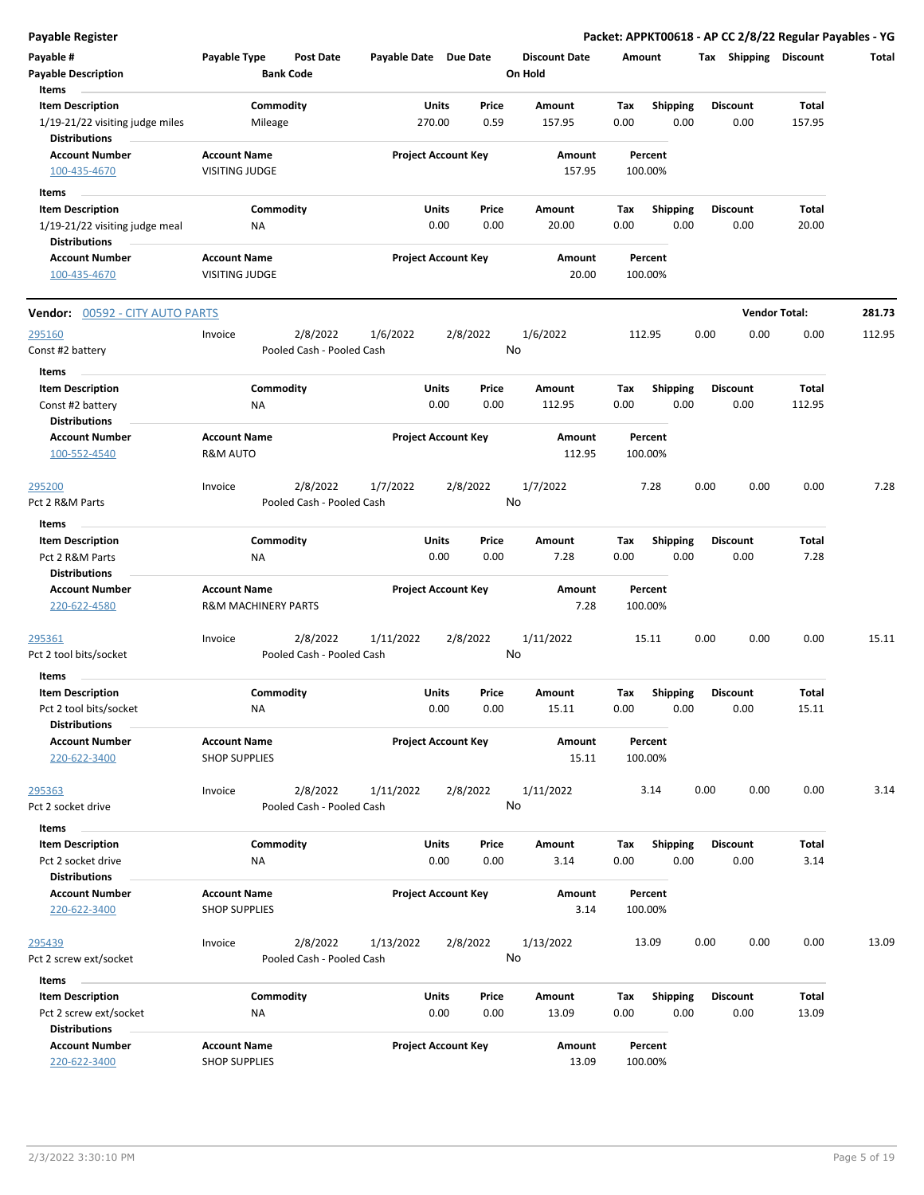| Payable # | Payable Type | Post Date | Payable Date | Due Date | Discount Date | Amount | Tax | Shipping | Discount | Total |
|---|---|---|---|---|---|---|---|---|---|---|
| Payable Description | | Bank Code | | | On Hold | | | | | |

**Items**

| Item Description | Commodity | Units | Price | Amount | Tax | Shipping | Discount | Total |
|---|---|---|---|---|---|---|---|---|
| 1/19-21/22 visiting judge miles | Mileage | 270.00 | 0.59 | 157.95 | 0.00 | 0.00 | 0.00 | 157.95 |

**Distributions**

| Account Number | Account Name | Project Account Key | Amount | Percent |
|---|---|---|---|---|
| 100-435-4670 | VISITING JUDGE | | 157.95 | 100.00% |

**Items**

| Item Description | Commodity | Units | Price | Amount | Tax | Shipping | Discount | Total |
|---|---|---|---|---|---|---|---|---|
| 1/19-21/22 visiting judge meal | NA | 0.00 | 0.00 | 20.00 | 0.00 | 0.00 | 0.00 | 20.00 |

**Distributions**

| Account Number | Account Name | Project Account Key | Amount | Percent |
|---|---|---|---|---|
| 100-435-4670 | VISITING JUDGE | | 20.00 | 100.00% |

## Vendor: 00592 - CITY AUTO PARTS

**Vendor Total: 281.73**

| Payable # | Payable Type | Post Date | Payable Date | Due Date | Discount Date | Amount | Tax | Shipping | Discount | Total |
|---|---|---|---|---|---|---|---|---|---|---|
| 295160 | Invoice | 2/8/2022 | 1/6/2022 | 2/8/2022 | 1/6/2022 | 112.95 | 0.00 | 0.00 | 0.00 | 112.95 |
| Const #2 battery | | Pooled Cash - Pooled Cash | | | No | | | | | |

**Items**

| Item Description | Commodity | Units | Price | Amount | Tax | Shipping | Discount | Total |
|---|---|---|---|---|---|---|---|---|
| Const #2 battery | NA | 0.00 | 0.00 | 112.95 | 0.00 | 0.00 | 0.00 | 112.95 |

**Distributions**

| Account Number | Account Name | Project Account Key | Amount | Percent |
|---|---|---|---|---|
| 100-552-4540 | R&M AUTO | | 112.95 | 100.00% |

| Payable # | Payable Type | Post Date | Payable Date | Due Date | Discount Date | Amount | Tax | Shipping | Discount | Total |
|---|---|---|---|---|---|---|---|---|---|---|
| 295200 | Invoice | 2/8/2022 | 1/7/2022 | 2/8/2022 | 1/7/2022 | 7.28 | 0.00 | 0.00 | 0.00 | 7.28 |
| Pct 2 R&M Parts | | Pooled Cash - Pooled Cash | | | No | | | | | |

**Items**

| Item Description | Commodity | Units | Price | Amount | Tax | Shipping | Discount | Total |
|---|---|---|---|---|---|---|---|---|
| Pct 2 R&M Parts | NA | 0.00 | 0.00 | 7.28 | 0.00 | 0.00 | 0.00 | 7.28 |

**Distributions**

| Account Number | Account Name | Project Account Key | Amount | Percent |
|---|---|---|---|---|
| 220-622-4580 | R&M MACHINERY PARTS | | 7.28 | 100.00% |

| Payable # | Payable Type | Post Date | Payable Date | Due Date | Discount Date | Amount | Tax | Shipping | Discount | Total |
|---|---|---|---|---|---|---|---|---|---|---|
| 295361 | Invoice | 2/8/2022 | 1/11/2022 | 2/8/2022 | 1/11/2022 | 15.11 | 0.00 | 0.00 | 0.00 | 15.11 |
| Pct 2 tool bits/socket | | Pooled Cash - Pooled Cash | | | No | | | | | |

**Items**

| Item Description | Commodity | Units | Price | Amount | Tax | Shipping | Discount | Total |
|---|---|---|---|---|---|---|---|---|
| Pct 2 tool bits/socket | NA | 0.00 | 0.00 | 15.11 | 0.00 | 0.00 | 0.00 | 15.11 |

**Distributions**

| Account Number | Account Name | Project Account Key | Amount | Percent |
|---|---|---|---|---|
| 220-622-3400 | SHOP SUPPLIES | | 15.11 | 100.00% |

| Payable # | Payable Type | Post Date | Payable Date | Due Date | Discount Date | Amount | Tax | Shipping | Discount | Total |
|---|---|---|---|---|---|---|---|---|---|---|
| 295363 | Invoice | 2/8/2022 | 1/11/2022 | 2/8/2022 | 1/11/2022 | 3.14 | 0.00 | 0.00 | 0.00 | 3.14 |
| Pct 2 socket drive | | Pooled Cash - Pooled Cash | | | No | | | | | |

**Items**

| Item Description | Commodity | Units | Price | Amount | Tax | Shipping | Discount | Total |
|---|---|---|---|---|---|---|---|---|
| Pct 2 socket drive | NA | 0.00 | 0.00 | 3.14 | 0.00 | 0.00 | 0.00 | 3.14 |

**Distributions**

| Account Number | Account Name | Project Account Key | Amount | Percent |
|---|---|---|---|---|
| 220-622-3400 | SHOP SUPPLIES | | 3.14 | 100.00% |

| Payable # | Payable Type | Post Date | Payable Date | Due Date | Discount Date | Amount | Tax | Shipping | Discount | Total |
|---|---|---|---|---|---|---|---|---|---|---|
| 295439 | Invoice | 2/8/2022 | 1/13/2022 | 2/8/2022 | 1/13/2022 | 13.09 | 0.00 | 0.00 | 0.00 | 13.09 |
| Pct 2 screw ext/socket | | Pooled Cash - Pooled Cash | | | No | | | | | |

**Items**

| Item Description | Commodity | Units | Price | Amount | Tax | Shipping | Discount | Total |
|---|---|---|---|---|---|---|---|---|
| Pct 2 screw ext/socket | NA | 0.00 | 0.00 | 13.09 | 0.00 | 0.00 | 0.00 | 13.09 |

**Distributions**

| Account Number | Account Name | Project Account Key | Amount | Percent |
|---|---|---|---|---|
| 220-622-3400 | SHOP SUPPLIES | | 13.09 | 100.00% |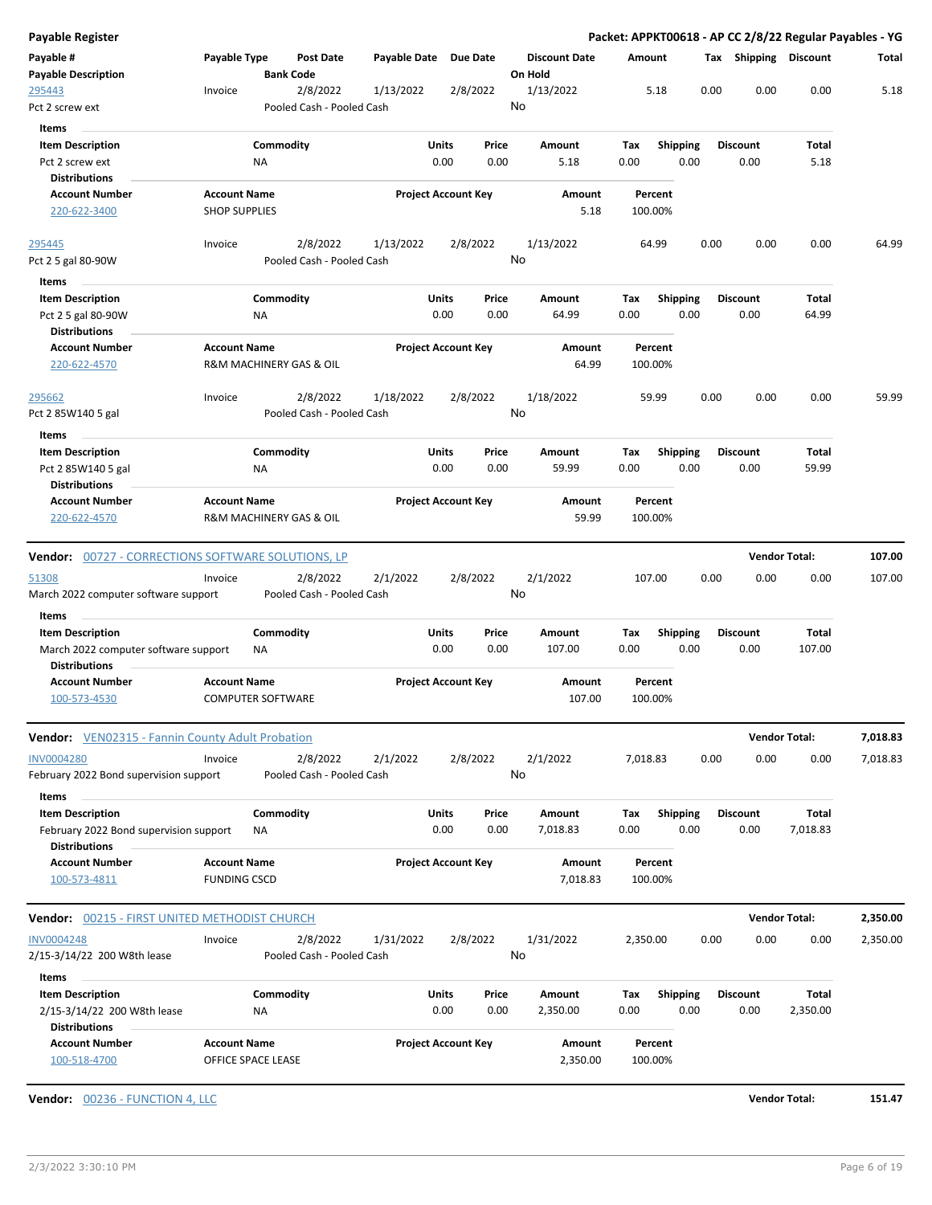**Payable Register** — **Packet: APPKT00618 - AP CC 2/8/22 Regular Payables - YG**

| Payable # / Payable Description | Payable Type | Post Date / Bank Code | Payable Date | Due Date | Discount Date / On Hold | Amount | Tax | Shipping | Discount | Total |
|---|---|---|---|---|---|---|---|---|---|---|
| 295443 | Invoice | 2/8/2022 | 1/13/2022 | 2/8/2022 | 1/13/2022 | 5.18 | 0.00 | 0.00 | 0.00 | 5.18 |
| Pct 2 screw ext | | Pooled Cash - Pooled Cash | | | No | | | | | |

**Items**

| Item Description | Commodity | Units | Price | Amount | Tax | Shipping | Discount | Total |
|---|---|---|---|---|---|---|---|---|
| Pct 2 screw ext | NA | 0.00 | 0.00 | 5.18 | 0.00 | 0.00 | 0.00 | 5.18 |

**Distributions**

| Account Number | Account Name | Project Account Key | Amount | Percent |
|---|---|---|---|---|
| 220-622-3400 | SHOP SUPPLIES | | 5.18 | 100.00% |

| Payable # / Payable Description | Payable Type | Post Date / Bank Code | Payable Date | Due Date | Discount Date / On Hold | Amount | Tax | Shipping | Discount | Total |
|---|---|---|---|---|---|---|---|---|---|---|
| 295445 | Invoice | 2/8/2022 | 1/13/2022 | 2/8/2022 | 1/13/2022 | 64.99 | 0.00 | 0.00 | 0.00 | 64.99 |
| Pct 2 5 gal 80-90W | | Pooled Cash - Pooled Cash | | | No | | | | | |

**Items**

| Item Description | Commodity | Units | Price | Amount | Tax | Shipping | Discount | Total |
|---|---|---|---|---|---|---|---|---|
| Pct 2 5 gal 80-90W | NA | 0.00 | 0.00 | 64.99 | 0.00 | 0.00 | 0.00 | 64.99 |

**Distributions**

| Account Number | Account Name | Project Account Key | Amount | Percent |
|---|---|---|---|---|
| 220-622-4570 | R&M MACHINERY GAS & OIL | | 64.99 | 100.00% |

| Payable # / Payable Description | Payable Type | Post Date / Bank Code | Payable Date | Due Date | Discount Date / On Hold | Amount | Tax | Shipping | Discount | Total |
|---|---|---|---|---|---|---|---|---|---|---|
| 295662 | Invoice | 2/8/2022 | 1/18/2022 | 2/8/2022 | 1/18/2022 | 59.99 | 0.00 | 0.00 | 0.00 | 59.99 |
| Pct 2 85W140 5 gal | | Pooled Cash - Pooled Cash | | | No | | | | | |

**Items**

| Item Description | Commodity | Units | Price | Amount | Tax | Shipping | Discount | Total |
|---|---|---|---|---|---|---|---|---|
| Pct 2 85W140 5 gal | NA | 0.00 | 0.00 | 59.99 | 0.00 | 0.00 | 0.00 | 59.99 |

**Distributions**

| Account Number | Account Name | Project Account Key | Amount | Percent |
|---|---|---|---|---|
| 220-622-4570 | R&M MACHINERY GAS & OIL | | 59.99 | 100.00% |

**Vendor: 00727 - CORRECTIONS SOFTWARE SOLUTIONS, LP** — **Vendor Total: 107.00**

| Payable # / Payable Description | Payable Type | Post Date / Bank Code | Payable Date | Due Date | Discount Date / On Hold | Amount | Tax | Shipping | Discount | Total |
|---|---|---|---|---|---|---|---|---|---|---|
| 51308 | Invoice | 2/8/2022 | 2/1/2022 | 2/8/2022 | 2/1/2022 | 107.00 | 0.00 | 0.00 | 0.00 | 107.00 |
| March 2022 computer software support | | Pooled Cash - Pooled Cash | | | No | | | | | |

**Items**

| Item Description | Commodity | Units | Price | Amount | Tax | Shipping | Discount | Total |
|---|---|---|---|---|---|---|---|---|
| March 2022 computer software support | NA | 0.00 | 0.00 | 107.00 | 0.00 | 0.00 | 0.00 | 107.00 |

**Distributions**

| Account Number | Account Name | Project Account Key | Amount | Percent |
|---|---|---|---|---|
| 100-573-4530 | COMPUTER SOFTWARE | | 107.00 | 100.00% |

**Vendor: VEN02315 - Fannin County Adult Probation** — **Vendor Total: 7,018.83**

| Payable # / Payable Description | Payable Type | Post Date / Bank Code | Payable Date | Due Date | Discount Date / On Hold | Amount | Tax | Shipping | Discount | Total |
|---|---|---|---|---|---|---|---|---|---|---|
| INV0004280 | Invoice | 2/8/2022 | 2/1/2022 | 2/8/2022 | 2/1/2022 | 7,018.83 | 0.00 | 0.00 | 0.00 | 7,018.83 |
| February 2022 Bond supervision support | | Pooled Cash - Pooled Cash | | | No | | | | | |

**Items**

| Item Description | Commodity | Units | Price | Amount | Tax | Shipping | Discount | Total |
|---|---|---|---|---|---|---|---|---|
| February 2022 Bond supervision support | NA | 0.00 | 0.00 | 7,018.83 | 0.00 | 0.00 | 0.00 | 7,018.83 |

**Distributions**

| Account Number | Account Name | Project Account Key | Amount | Percent |
|---|---|---|---|---|
| 100-573-4811 | FUNDING CSCD | | 7,018.83 | 100.00% |

**Vendor: 00215 - FIRST UNITED METHODIST CHURCH** — **Vendor Total: 2,350.00**

| Payable # / Payable Description | Payable Type | Post Date / Bank Code | Payable Date | Due Date | Discount Date / On Hold | Amount | Tax | Shipping | Discount | Total |
|---|---|---|---|---|---|---|---|---|---|---|
| INV0004248 | Invoice | 2/8/2022 | 1/31/2022 | 2/8/2022 | 1/31/2022 | 2,350.00 | 0.00 | 0.00 | 0.00 | 2,350.00 |
| 2/15-3/14/22 200 W8th lease | | Pooled Cash - Pooled Cash | | | No | | | | | |

**Items**

| Item Description | Commodity | Units | Price | Amount | Tax | Shipping | Discount | Total |
|---|---|---|---|---|---|---|---|---|
| 2/15-3/14/22 200 W8th lease | NA | 0.00 | 0.00 | 2,350.00 | 0.00 | 0.00 | 0.00 | 2,350.00 |

**Distributions**

| Account Number | Account Name | Project Account Key | Amount | Percent |
|---|---|---|---|---|
| 100-518-4700 | OFFICE SPACE LEASE | | 2,350.00 | 100.00% |

**Vendor: 00236 - FUNCTION 4, LLC** — **Vendor Total: 151.47**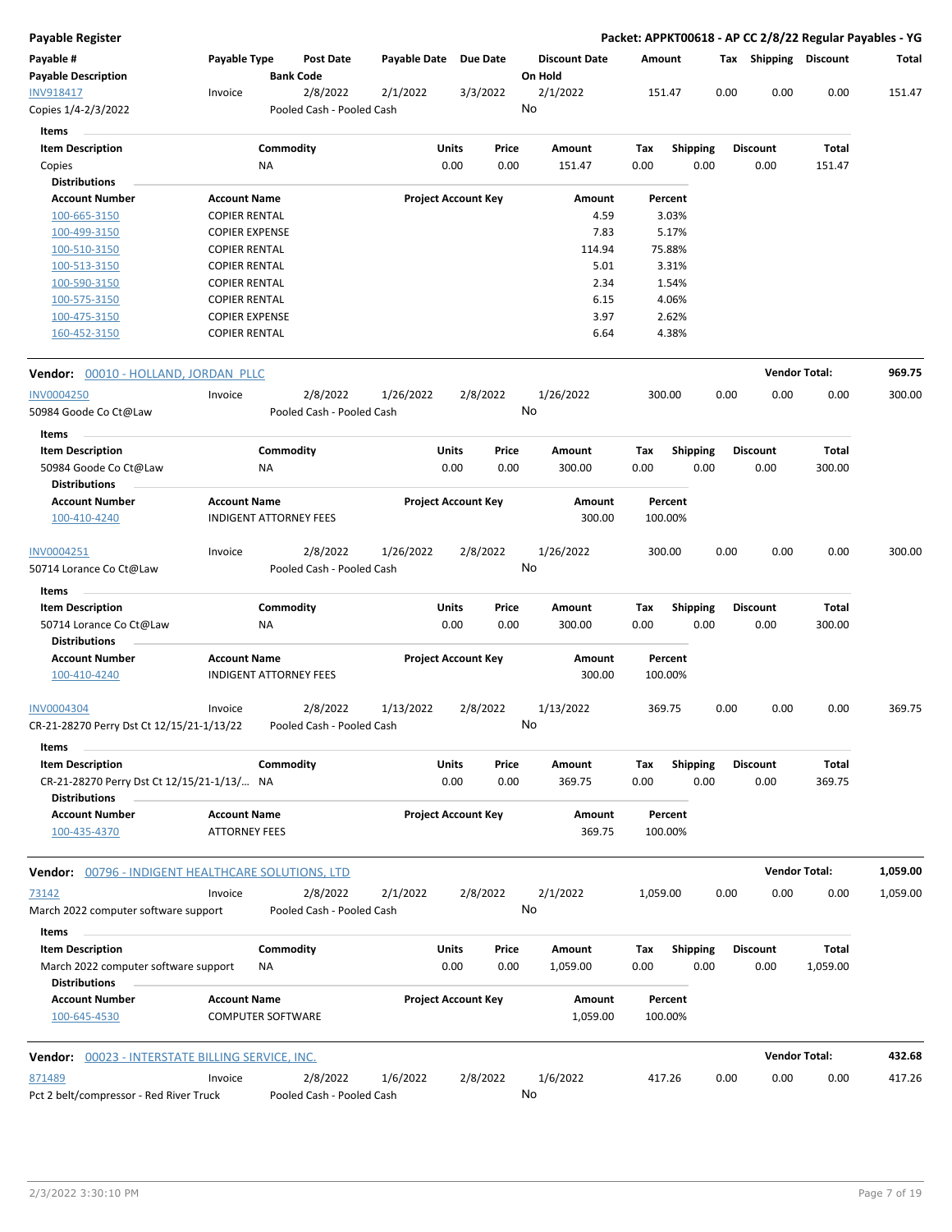**Payable Register** — **Packet: APPKT00618 - AP CC 2/8/22 Regular Payables - YG**

| Payable # / Payable Description | Payable Type | Post Date / Bank Code | Payable Date | Due Date | Discount Date / On Hold | Amount | Tax | Shipping | Discount | Total |
|---|---|---|---|---|---|---|---|---|---|---|
| INV918417 / Copies 1/4-2/3/2022 | Invoice | 2/8/2022 / Pooled Cash - Pooled Cash | 2/1/2022 | 3/3/2022 | 2/1/2022 / No | 151.47 | 0.00 | 0.00 | 0.00 | 151.47 |

**Items**

| Item Description | Commodity | Units | Price | Amount | Tax | Shipping | Discount | Total |
|---|---|---|---|---|---|---|---|---|
| Copies | NA | 0.00 | 0.00 | 151.47 | 0.00 | 0.00 | 0.00 | 151.47 |

**Distributions**

| Account Number | Account Name | Project Account Key | Amount | Percent |
|---|---|---|---|---|
| 100-665-3150 | COPIER RENTAL | | 4.59 | 3.03% |
| 100-499-3150 | COPIER EXPENSE | | 7.83 | 5.17% |
| 100-510-3150 | COPIER RENTAL | | 114.94 | 75.88% |
| 100-513-3150 | COPIER RENTAL | | 5.01 | 3.31% |
| 100-590-3150 | COPIER RENTAL | | 2.34 | 1.54% |
| 100-575-3150 | COPIER RENTAL | | 6.15 | 4.06% |
| 100-475-3150 | COPIER EXPENSE | | 3.97 | 2.62% |
| 160-452-3150 | COPIER RENTAL | | 6.64 | 4.38% |

## Vendor: 00010 - HOLLAND, JORDAN PLLC — Vendor Total: 969.75

| Payable # / Payable Description | Payable Type | Post Date / Bank Code | Payable Date | Due Date | Discount Date / On Hold | Amount | Tax | Shipping | Discount | Total |
|---|---|---|---|---|---|---|---|---|---|---|
| INV0004250 / 50984 Goode Co Ct@Law | Invoice | 2/8/2022 / Pooled Cash - Pooled Cash | 1/26/2022 | 2/8/2022 | 1/26/2022 / No | 300.00 | 0.00 | 0.00 | 0.00 | 300.00 |

**Items**

| Item Description | Commodity | Units | Price | Amount | Tax | Shipping | Discount | Total |
|---|---|---|---|---|---|---|---|---|
| 50984 Goode Co Ct@Law | NA | 0.00 | 0.00 | 300.00 | 0.00 | 0.00 | 0.00 | 300.00 |

**Distributions**

| Account Number | Account Name | Project Account Key | Amount | Percent |
|---|---|---|---|---|
| 100-410-4240 | INDIGENT ATTORNEY FEES | | 300.00 | 100.00% |

| Payable # / Payable Description | Payable Type | Post Date / Bank Code | Payable Date | Due Date | Discount Date / On Hold | Amount | Tax | Shipping | Discount | Total |
|---|---|---|---|---|---|---|---|---|---|---|
| INV0004251 / 50714 Lorance Co Ct@Law | Invoice | 2/8/2022 / Pooled Cash - Pooled Cash | 1/26/2022 | 2/8/2022 | 1/26/2022 / No | 300.00 | 0.00 | 0.00 | 0.00 | 300.00 |

**Items**

| Item Description | Commodity | Units | Price | Amount | Tax | Shipping | Discount | Total |
|---|---|---|---|---|---|---|---|---|
| 50714 Lorance Co Ct@Law | NA | 0.00 | 0.00 | 300.00 | 0.00 | 0.00 | 0.00 | 300.00 |

**Distributions**

| Account Number | Account Name | Project Account Key | Amount | Percent |
|---|---|---|---|---|
| 100-410-4240 | INDIGENT ATTORNEY FEES | | 300.00 | 100.00% |

| Payable # / Payable Description | Payable Type | Post Date / Bank Code | Payable Date | Due Date | Discount Date / On Hold | Amount | Tax | Shipping | Discount | Total |
|---|---|---|---|---|---|---|---|---|---|---|
| INV0004304 / CR-21-28270 Perry Dst Ct 12/15/21-1/13/22 | Invoice | 2/8/2022 / Pooled Cash - Pooled Cash | 1/13/2022 | 2/8/2022 | 1/13/2022 / No | 369.75 | 0.00 | 0.00 | 0.00 | 369.75 |

**Items**

| Item Description | Commodity | Units | Price | Amount | Tax | Shipping | Discount | Total |
|---|---|---|---|---|---|---|---|---|
| CR-21-28270 Perry Dst Ct 12/15/21-1/13/... | NA | 0.00 | 0.00 | 369.75 | 0.00 | 0.00 | 0.00 | 369.75 |

**Distributions**

| Account Number | Account Name | Project Account Key | Amount | Percent |
|---|---|---|---|---|
| 100-435-4370 | ATTORNEY FEES | | 369.75 | 100.00% |

## Vendor: 00796 - INDIGENT HEALTHCARE SOLUTIONS, LTD — Vendor Total: 1,059.00

| Payable # / Payable Description | Payable Type | Post Date / Bank Code | Payable Date | Due Date | Discount Date / On Hold | Amount | Tax | Shipping | Discount | Total |
|---|---|---|---|---|---|---|---|---|---|---|
| 73142 / March 2022 computer software support | Invoice | 2/8/2022 / Pooled Cash - Pooled Cash | 2/1/2022 | 2/8/2022 | 2/1/2022 / No | 1,059.00 | 0.00 | 0.00 | 0.00 | 1,059.00 |

**Items**

| Item Description | Commodity | Units | Price | Amount | Tax | Shipping | Discount | Total |
|---|---|---|---|---|---|---|---|---|
| March 2022 computer software support | NA | 0.00 | 0.00 | 1,059.00 | 0.00 | 0.00 | 0.00 | 1,059.00 |

**Distributions**

| Account Number | Account Name | Project Account Key | Amount | Percent |
|---|---|---|---|---|
| 100-645-4530 | COMPUTER SOFTWARE | | 1,059.00 | 100.00% |

## Vendor: 00023 - INTERSTATE BILLING SERVICE, INC. — Vendor Total: 432.68

| Payable # / Payable Description | Payable Type | Post Date / Bank Code | Payable Date | Due Date | Discount Date / On Hold | Amount | Tax | Shipping | Discount | Total |
|---|---|---|---|---|---|---|---|---|---|---|
| 871489 / Pct 2 belt/compressor - Red River Truck | Invoice | 2/8/2022 / Pooled Cash - Pooled Cash | 1/6/2022 | 2/8/2022 | 1/6/2022 / No | 417.26 | 0.00 | 0.00 | 0.00 | 417.26 |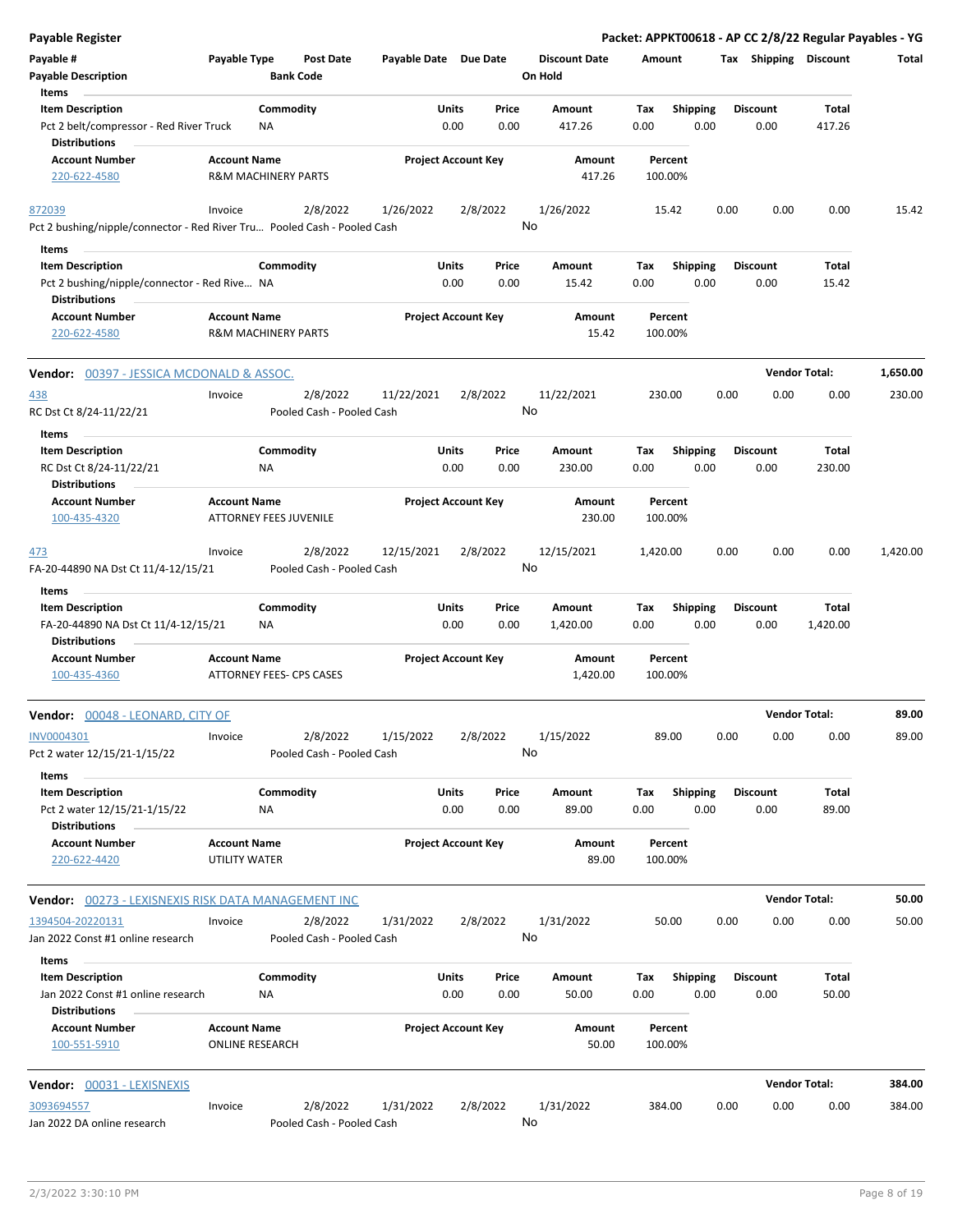**Payable Register** — Packet: APPKT00618 - AP CC 2/8/22 Regular Payables - YG

| Payable # | Payable Type | Post Date | Payable Date | Due Date | Discount Date | Amount | Tax | Shipping | Discount | Total |
|---|---|---|---|---|---|---|---|---|---|---|
| Payable Description | | Bank Code | | | On Hold | | | | | |

Items

| Item Description | Commodity | Units | Price | Amount | Tax | Shipping | Discount | Total |
|---|---|---|---|---|---|---|---|---|
| Pct 2 belt/compressor - Red River Truck | NA | 0.00 | 0.00 | 417.26 | 0.00 | 0.00 | 0.00 | 417.26 |

Distributions

| Account Number | Account Name | Project Account Key | Amount | Percent |
|---|---|---|---|---|
| 220-622-4580 | R&M MACHINERY PARTS | | 417.26 | 100.00% |

| Payable # | Payable Type | Post Date | Payable Date | Due Date | Discount Date | Amount | Tax | Shipping | Discount | Total |
|---|---|---|---|---|---|---|---|---|---|---|
| 872039 | Invoice | 2/8/2022 | 1/26/2022 | 2/8/2022 | 1/26/2022 | 15.42 | 0.00 | 0.00 | 0.00 | 15.42 |
| Pct 2 bushing/nipple/connector - Red River Tru… | | Pooled Cash - Pooled Cash | | | No | | | | | |

Items

| Item Description | Commodity | Units | Price | Amount | Tax | Shipping | Discount | Total |
|---|---|---|---|---|---|---|---|---|
| Pct 2 bushing/nipple/connector - Red Rive… | NA | 0.00 | 0.00 | 15.42 | 0.00 | 0.00 | 0.00 | 15.42 |

Distributions

| Account Number | Account Name | Project Account Key | Amount | Percent |
|---|---|---|---|---|
| 220-622-4580 | R&M MACHINERY PARTS | | 15.42 | 100.00% |

**Vendor: 00397 - JESSICA MCDONALD & ASSOC.** — Vendor Total: 1,650.00

| Payable # | Payable Type | Post Date | Payable Date | Due Date | Discount Date | Amount | Tax | Shipping | Discount | Total |
|---|---|---|---|---|---|---|---|---|---|---|
| 438 | Invoice | 2/8/2022 | 11/22/2021 | 2/8/2022 | 11/22/2021 | 230.00 | 0.00 | 0.00 | 0.00 | 230.00 |
| RC Dst Ct 8/24-11/22/21 | | Pooled Cash - Pooled Cash | | | No | | | | | |

Items

| Item Description | Commodity | Units | Price | Amount | Tax | Shipping | Discount | Total |
|---|---|---|---|---|---|---|---|---|
| RC Dst Ct 8/24-11/22/21 | NA | 0.00 | 0.00 | 230.00 | 0.00 | 0.00 | 0.00 | 230.00 |

Distributions

| Account Number | Account Name | Project Account Key | Amount | Percent |
|---|---|---|---|---|
| 100-435-4320 | ATTORNEY FEES JUVENILE | | 230.00 | 100.00% |

| Payable # | Payable Type | Post Date | Payable Date | Due Date | Discount Date | Amount | Tax | Shipping | Discount | Total |
|---|---|---|---|---|---|---|---|---|---|---|
| 473 | Invoice | 2/8/2022 | 12/15/2021 | 2/8/2022 | 12/15/2021 | 1,420.00 | 0.00 | 0.00 | 0.00 | 1,420.00 |
| FA-20-44890 NA Dst Ct 11/4-12/15/21 | | Pooled Cash - Pooled Cash | | | No | | | | | |

Items

| Item Description | Commodity | Units | Price | Amount | Tax | Shipping | Discount | Total |
|---|---|---|---|---|---|---|---|---|
| FA-20-44890 NA Dst Ct 11/4-12/15/21 | NA | 0.00 | 0.00 | 1,420.00 | 0.00 | 0.00 | 0.00 | 1,420.00 |

Distributions

| Account Number | Account Name | Project Account Key | Amount | Percent |
|---|---|---|---|---|
| 100-435-4360 | ATTORNEY FEES- CPS CASES | | 1,420.00 | 100.00% |

**Vendor: 00048 - LEONARD, CITY OF** — Vendor Total: 89.00

| Payable # | Payable Type | Post Date | Payable Date | Due Date | Discount Date | Amount | Tax | Shipping | Discount | Total |
|---|---|---|---|---|---|---|---|---|---|---|
| INV0004301 | Invoice | 2/8/2022 | 1/15/2022 | 2/8/2022 | 1/15/2022 | 89.00 | 0.00 | 0.00 | 0.00 | 89.00 |
| Pct 2 water 12/15/21-1/15/22 | | Pooled Cash - Pooled Cash | | | No | | | | | |

Items

| Item Description | Commodity | Units | Price | Amount | Tax | Shipping | Discount | Total |
|---|---|---|---|---|---|---|---|---|
| Pct 2 water 12/15/21-1/15/22 | NA | 0.00 | 0.00 | 89.00 | 0.00 | 0.00 | 0.00 | 89.00 |

Distributions

| Account Number | Account Name | Project Account Key | Amount | Percent |
|---|---|---|---|---|
| 220-622-4420 | UTILITY WATER | | 89.00 | 100.00% |

**Vendor: 00273 - LEXISNEXIS RISK DATA MANAGEMENT INC** — Vendor Total: 50.00

| Payable # | Payable Type | Post Date | Payable Date | Due Date | Discount Date | Amount | Tax | Shipping | Discount | Total |
|---|---|---|---|---|---|---|---|---|---|---|
| 1394504-20220131 | Invoice | 2/8/2022 | 1/31/2022 | 2/8/2022 | 1/31/2022 | 50.00 | 0.00 | 0.00 | 0.00 | 50.00 |
| Jan 2022 Const #1 online research | | Pooled Cash - Pooled Cash | | | No | | | | | |

Items

| Item Description | Commodity | Units | Price | Amount | Tax | Shipping | Discount | Total |
|---|---|---|---|---|---|---|---|---|
| Jan 2022 Const #1 online research | NA | 0.00 | 0.00 | 50.00 | 0.00 | 0.00 | 0.00 | 50.00 |

Distributions

| Account Number | Account Name | Project Account Key | Amount | Percent |
|---|---|---|---|---|
| 100-551-5910 | ONLINE RESEARCH | | 50.00 | 100.00% |

**Vendor: 00031 - LEXISNEXIS** — Vendor Total: 384.00

| Payable # | Payable Type | Post Date | Payable Date | Due Date | Discount Date | Amount | Tax | Shipping | Discount | Total |
|---|---|---|---|---|---|---|---|---|---|---|
| 3093694557 | Invoice | 2/8/2022 | 1/31/2022 | 2/8/2022 | 1/31/2022 | 384.00 | 0.00 | 0.00 | 0.00 | 384.00 |
| Jan 2022 DA online research | | Pooled Cash - Pooled Cash | | | No | | | | | |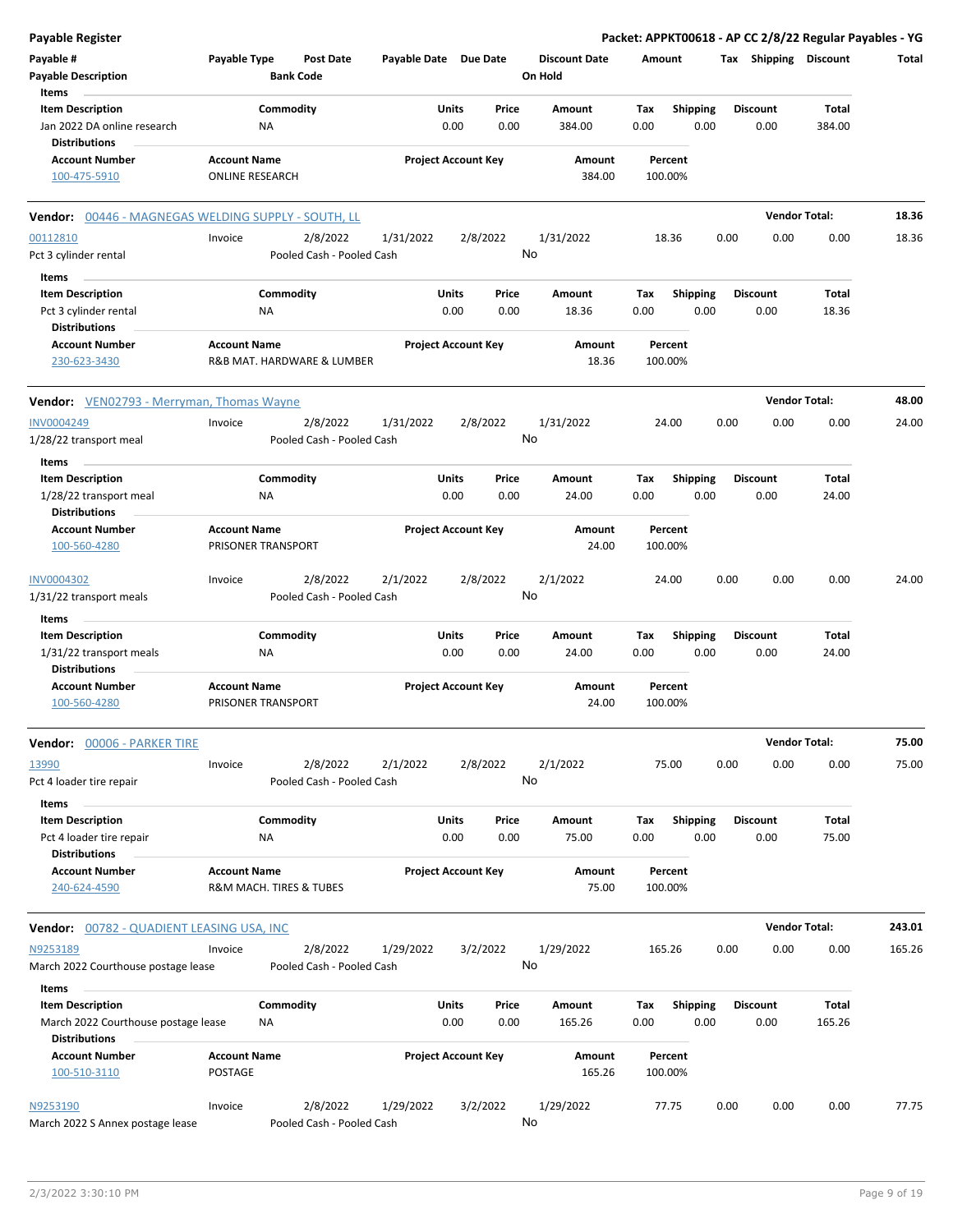| Payable # | Payable Type | Post Date | Payable Date | Due Date | Discount Date | Amount | Tax | Shipping | Discount | Total |
|---|---|---|---|---|---|---|---|---|---|---|
| Payable Description | | Bank Code | | | On Hold | | | | | |

**Items**

| Item Description | Commodity | Units | Price | Amount | Tax | Shipping | Discount | Total |
|---|---|---|---|---|---|---|---|---|
| Jan 2022 DA online research | NA | 0.00 | 0.00 | 384.00 | 0.00 | 0.00 | 0.00 | 384.00 |

**Distributions**

| Account Number | Account Name | Project Account Key | Amount | Percent |
|---|---|---|---|---|
| 100-475-5910 | ONLINE RESEARCH | | 384.00 | 100.00% |

---

**Vendor: 00446 - MAGNEGAS WELDING SUPPLY - SOUTH, LL** — Vendor Total: **18.36**

| Payable # | Payable Type | Post Date | Payable Date | Due Date | Discount Date | Amount | Tax | Shipping | Discount | Total |
|---|---|---|---|---|---|---|---|---|---|---|
| 00112810 | Invoice | 2/8/2022 | 1/31/2022 | 2/8/2022 | 1/31/2022 | 18.36 | 0.00 | 0.00 | 0.00 | 18.36 |
| Pct 3 cylinder rental | | Pooled Cash - Pooled Cash | | | No | | | | | |

**Items**

| Item Description | Commodity | Units | Price | Amount | Tax | Shipping | Discount | Total |
|---|---|---|---|---|---|---|---|---|
| Pct 3 cylinder rental | NA | 0.00 | 0.00 | 18.36 | 0.00 | 0.00 | 0.00 | 18.36 |

**Distributions**

| Account Number | Account Name | Project Account Key | Amount | Percent |
|---|---|---|---|---|
| 230-623-3430 | R&B MAT. HARDWARE & LUMBER | | 18.36 | 100.00% |

---

**Vendor: VEN02793 - Merryman, Thomas Wayne** — Vendor Total: **48.00**

| Payable # | Payable Type | Post Date | Payable Date | Due Date | Discount Date | Amount | Tax | Shipping | Discount | Total |
|---|---|---|---|---|---|---|---|---|---|---|
| INV0004249 | Invoice | 2/8/2022 | 1/31/2022 | 2/8/2022 | 1/31/2022 | 24.00 | 0.00 | 0.00 | 0.00 | 24.00 |
| 1/28/22 transport meal | | Pooled Cash - Pooled Cash | | | No | | | | | |

**Items**

| Item Description | Commodity | Units | Price | Amount | Tax | Shipping | Discount | Total |
|---|---|---|---|---|---|---|---|---|
| 1/28/22 transport meal | NA | 0.00 | 0.00 | 24.00 | 0.00 | 0.00 | 0.00 | 24.00 |

**Distributions**

| Account Number | Account Name | Project Account Key | Amount | Percent |
|---|---|---|---|---|
| 100-560-4280 | PRISONER TRANSPORT | | 24.00 | 100.00% |

| Payable # | Payable Type | Post Date | Payable Date | Due Date | Discount Date | Amount | Tax | Shipping | Discount | Total |
|---|---|---|---|---|---|---|---|---|---|---|
| INV0004302 | Invoice | 2/8/2022 | 2/1/2022 | 2/8/2022 | 2/1/2022 | 24.00 | 0.00 | 0.00 | 0.00 | 24.00 |
| 1/31/22 transport meals | | Pooled Cash - Pooled Cash | | | No | | | | | |

**Items**

| Item Description | Commodity | Units | Price | Amount | Tax | Shipping | Discount | Total |
|---|---|---|---|---|---|---|---|---|
| 1/31/22 transport meals | NA | 0.00 | 0.00 | 24.00 | 0.00 | 0.00 | 0.00 | 24.00 |

**Distributions**

| Account Number | Account Name | Project Account Key | Amount | Percent |
|---|---|---|---|---|
| 100-560-4280 | PRISONER TRANSPORT | | 24.00 | 100.00% |

---

**Vendor: 00006 - PARKER TIRE** — Vendor Total: **75.00**

| Payable # | Payable Type | Post Date | Payable Date | Due Date | Discount Date | Amount | Tax | Shipping | Discount | Total |
|---|---|---|---|---|---|---|---|---|---|---|
| 13990 | Invoice | 2/8/2022 | 2/1/2022 | 2/8/2022 | 2/1/2022 | 75.00 | 0.00 | 0.00 | 0.00 | 75.00 |
| Pct 4 loader tire repair | | Pooled Cash - Pooled Cash | | | No | | | | | |

**Items**

| Item Description | Commodity | Units | Price | Amount | Tax | Shipping | Discount | Total |
|---|---|---|---|---|---|---|---|---|
| Pct 4 loader tire repair | NA | 0.00 | 0.00 | 75.00 | 0.00 | 0.00 | 0.00 | 75.00 |

**Distributions**

| Account Number | Account Name | Project Account Key | Amount | Percent |
|---|---|---|---|---|
| 240-624-4590 | R&M MACH. TIRES & TUBES | | 75.00 | 100.00% |

---

**Vendor: 00782 - QUADIENT LEASING USA, INC** — Vendor Total: **243.01**

| Payable # | Payable Type | Post Date | Payable Date | Due Date | Discount Date | Amount | Tax | Shipping | Discount | Total |
|---|---|---|---|---|---|---|---|---|---|---|
| N9253189 | Invoice | 2/8/2022 | 1/29/2022 | 3/2/2022 | 1/29/2022 | 165.26 | 0.00 | 0.00 | 0.00 | 165.26 |
| March 2022 Courthouse postage lease | | Pooled Cash - Pooled Cash | | | No | | | | | |

**Items**

| Item Description | Commodity | Units | Price | Amount | Tax | Shipping | Discount | Total |
|---|---|---|---|---|---|---|---|---|
| March 2022 Courthouse postage lease | NA | 0.00 | 0.00 | 165.26 | 0.00 | 0.00 | 0.00 | 165.26 |

**Distributions**

| Account Number | Account Name | Project Account Key | Amount | Percent |
|---|---|---|---|---|
| 100-510-3110 | POSTAGE | | 165.26 | 100.00% |

| Payable # | Payable Type | Post Date | Payable Date | Due Date | Discount Date | Amount | Tax | Shipping | Discount | Total |
|---|---|---|---|---|---|---|---|---|---|---|
| N9253190 | Invoice | 2/8/2022 | 1/29/2022 | 3/2/2022 | 1/29/2022 | 77.75 | 0.00 | 0.00 | 0.00 | 77.75 |
| March 2022 S Annex postage lease | | Pooled Cash - Pooled Cash | | | No | | | | | |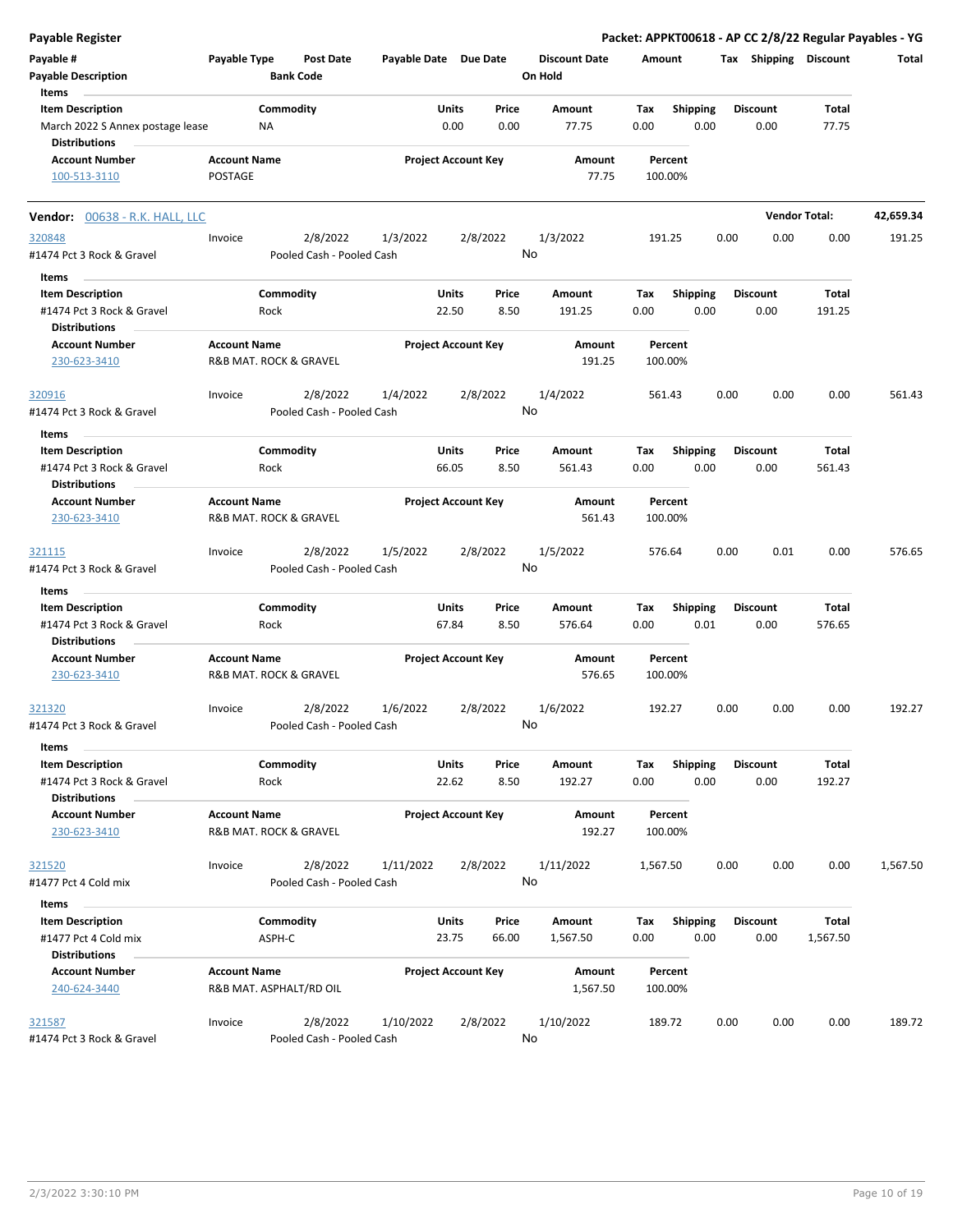| Payable # | Payable Type | Post Date | Payable Date | Due Date | Discount Date | Amount | Tax | Shipping | Discount | Total |
|---|---|---|---|---|---|---|---|---|---|---|
| Payable Description | | Bank Code | | | On Hold | | | | | |

**Items**

| Item Description | Commodity | Units | Price | Amount | Tax | Shipping | Discount | Total |
|---|---|---|---|---|---|---|---|---|
| March 2022 S Annex postage lease | NA | 0.00 | 0.00 | 77.75 | 0.00 | 0.00 | 0.00 | 77.75 |

**Distributions**

| Account Number | Account Name | Project Account Key | Amount | Percent |
|---|---|---|---|---|
| 100-513-3110 | POSTAGE | | 77.75 | 100.00% |

**Vendor:** 00638 - R.K. HALL, LLC — **Vendor Total:** 42,659.34

| Payable # | Payable Type | Post Date | Payable Date | Due Date | Discount Date | Amount | Tax | Shipping | Discount | Total |
|---|---|---|---|---|---|---|---|---|---|---|
| 320848 | Invoice | 2/8/2022 | 1/3/2022 | 2/8/2022 | 1/3/2022 | 191.25 | 0.00 | 0.00 | 0.00 | 191.25 |
| #1474 Pct 3 Rock & Gravel | | Pooled Cash - Pooled Cash | | | No | | | | | |

**Items**

| Item Description | Commodity | Units | Price | Amount | Tax | Shipping | Discount | Total |
|---|---|---|---|---|---|---|---|---|
| #1474 Pct 3 Rock & Gravel | Rock | 22.50 | 8.50 | 191.25 | 0.00 | 0.00 | 0.00 | 191.25 |

**Distributions**

| Account Number | Account Name | Project Account Key | Amount | Percent |
|---|---|---|---|---|
| 230-623-3410 | R&B MAT. ROCK & GRAVEL | | 191.25 | 100.00% |

| Payable # | Payable Type | Post Date | Payable Date | Due Date | Discount Date | Amount | Tax | Shipping | Discount | Total |
|---|---|---|---|---|---|---|---|---|---|---|
| 320916 | Invoice | 2/8/2022 | 1/4/2022 | 2/8/2022 | 1/4/2022 | 561.43 | 0.00 | 0.00 | 0.00 | 561.43 |
| #1474 Pct 3 Rock & Gravel | | Pooled Cash - Pooled Cash | | | No | | | | | |

**Items**

| Item Description | Commodity | Units | Price | Amount | Tax | Shipping | Discount | Total |
|---|---|---|---|---|---|---|---|---|
| #1474 Pct 3 Rock & Gravel | Rock | 66.05 | 8.50 | 561.43 | 0.00 | 0.00 | 0.00 | 561.43 |

**Distributions**

| Account Number | Account Name | Project Account Key | Amount | Percent |
|---|---|---|---|---|
| 230-623-3410 | R&B MAT. ROCK & GRAVEL | | 561.43 | 100.00% |

| Payable # | Payable Type | Post Date | Payable Date | Due Date | Discount Date | Amount | Tax | Shipping | Discount | Total |
|---|---|---|---|---|---|---|---|---|---|---|
| 321115 | Invoice | 2/8/2022 | 1/5/2022 | 2/8/2022 | 1/5/2022 | 576.64 | 0.00 | 0.01 | 0.00 | 576.65 |
| #1474 Pct 3 Rock & Gravel | | Pooled Cash - Pooled Cash | | | No | | | | | |

**Items**

| Item Description | Commodity | Units | Price | Amount | Tax | Shipping | Discount | Total |
|---|---|---|---|---|---|---|---|---|
| #1474 Pct 3 Rock & Gravel | Rock | 67.84 | 8.50 | 576.64 | 0.00 | 0.01 | 0.00 | 576.65 |

**Distributions**

| Account Number | Account Name | Project Account Key | Amount | Percent |
|---|---|---|---|---|
| 230-623-3410 | R&B MAT. ROCK & GRAVEL | | 576.65 | 100.00% |

| Payable # | Payable Type | Post Date | Payable Date | Due Date | Discount Date | Amount | Tax | Shipping | Discount | Total |
|---|---|---|---|---|---|---|---|---|---|---|
| 321320 | Invoice | 2/8/2022 | 1/6/2022 | 2/8/2022 | 1/6/2022 | 192.27 | 0.00 | 0.00 | 0.00 | 192.27 |
| #1474 Pct 3 Rock & Gravel | | Pooled Cash - Pooled Cash | | | No | | | | | |

**Items**

| Item Description | Commodity | Units | Price | Amount | Tax | Shipping | Discount | Total |
|---|---|---|---|---|---|---|---|---|
| #1474 Pct 3 Rock & Gravel | Rock | 22.62 | 8.50 | 192.27 | 0.00 | 0.00 | 0.00 | 192.27 |

**Distributions**

| Account Number | Account Name | Project Account Key | Amount | Percent |
|---|---|---|---|---|
| 230-623-3410 | R&B MAT. ROCK & GRAVEL | | 192.27 | 100.00% |

| Payable # | Payable Type | Post Date | Payable Date | Due Date | Discount Date | Amount | Tax | Shipping | Discount | Total |
|---|---|---|---|---|---|---|---|---|---|---|
| 321520 | Invoice | 2/8/2022 | 1/11/2022 | 2/8/2022 | 1/11/2022 | 1,567.50 | 0.00 | 0.00 | 0.00 | 1,567.50 |
| #1477 Pct 4 Cold mix | | Pooled Cash - Pooled Cash | | | No | | | | | |

**Items**

| Item Description | Commodity | Units | Price | Amount | Tax | Shipping | Discount | Total |
|---|---|---|---|---|---|---|---|---|
| #1477 Pct 4 Cold mix | ASPH-C | 23.75 | 66.00 | 1,567.50 | 0.00 | 0.00 | 0.00 | 1,567.50 |

**Distributions**

| Account Number | Account Name | Project Account Key | Amount | Percent |
|---|---|---|---|---|
| 240-624-3440 | R&B MAT. ASPHALT/RD OIL | | 1,567.50 | 100.00% |

| Payable # | Payable Type | Post Date | Payable Date | Due Date | Discount Date | Amount | Tax | Shipping | Discount | Total |
|---|---|---|---|---|---|---|---|---|---|---|
| 321587 | Invoice | 2/8/2022 | 1/10/2022 | 2/8/2022 | 1/10/2022 | 189.72 | 0.00 | 0.00 | 0.00 | 189.72 |
| #1474 Pct 3 Rock & Gravel | | Pooled Cash - Pooled Cash | | | No | | | | | |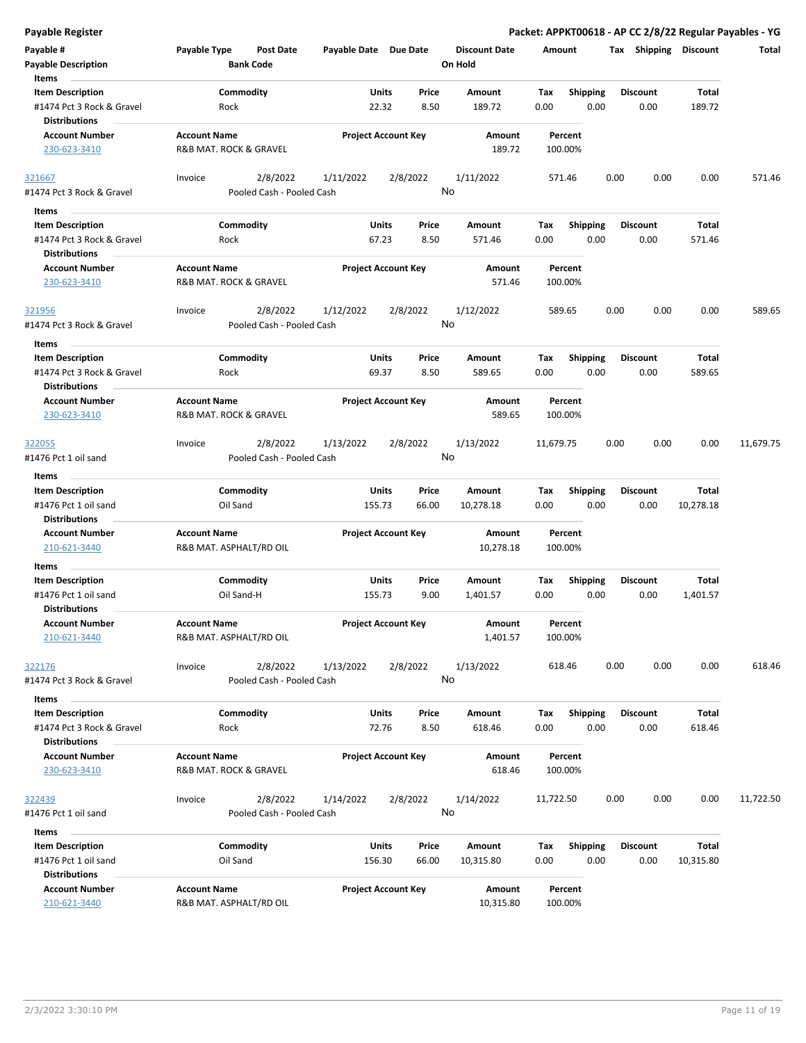**Payable Register** | **Packet: APPKT00618 - AP CC 2/8/22 Regular Payables - YG**

| Payable # | Payable Type | Post Date | Payable Date | Due Date | Discount Date | Amount | Tax | Shipping | Discount | Total |
|---|---|---|---|---|---|---|---|---|---|---|
| Payable Description | | Bank Code | | | On Hold | | | | | |

**Items**

| Item Description | Commodity | Units | Price | Amount | Tax | Shipping | Discount | Total |
|---|---|---|---|---|---|---|---|---|
| #1474 Pct 3 Rock & Gravel | Rock | 22.32 | 8.50 | 189.72 | 0.00 | 0.00 | 0.00 | 189.72 |

**Distributions**

| Account Number | Account Name | Project Account Key | Amount | Percent |
|---|---|---|---|---|
| 230-623-3410 | R&B MAT. ROCK & GRAVEL | | 189.72 | 100.00% |

| Payable # | Payable Type | Post Date | Payable Date | Due Date | Discount Date | Amount | Tax | Shipping | Discount | Total |
|---|---|---|---|---|---|---|---|---|---|---|
| 321667 | Invoice | 2/8/2022 | 1/11/2022 | 2/8/2022 | 1/11/2022 | 571.46 | 0.00 | 0.00 | 0.00 | 571.46 |
| #1474 Pct 3 Rock & Gravel | | Pooled Cash - Pooled Cash | | | No | | | | | |

**Items**

| Item Description | Commodity | Units | Price | Amount | Tax | Shipping | Discount | Total |
|---|---|---|---|---|---|---|---|---|
| #1474 Pct 3 Rock & Gravel | Rock | 67.23 | 8.50 | 571.46 | 0.00 | 0.00 | 0.00 | 571.46 |

**Distributions**

| Account Number | Account Name | Project Account Key | Amount | Percent |
|---|---|---|---|---|
| 230-623-3410 | R&B MAT. ROCK & GRAVEL | | 571.46 | 100.00% |

| Payable # | Payable Type | Post Date | Payable Date | Due Date | Discount Date | Amount | Tax | Shipping | Discount | Total |
|---|---|---|---|---|---|---|---|---|---|---|
| 321956 | Invoice | 2/8/2022 | 1/12/2022 | 2/8/2022 | 1/12/2022 | 589.65 | 0.00 | 0.00 | 0.00 | 589.65 |
| #1474 Pct 3 Rock & Gravel | | Pooled Cash - Pooled Cash | | | No | | | | | |

**Items**

| Item Description | Commodity | Units | Price | Amount | Tax | Shipping | Discount | Total |
|---|---|---|---|---|---|---|---|---|
| #1474 Pct 3 Rock & Gravel | Rock | 69.37 | 8.50 | 589.65 | 0.00 | 0.00 | 0.00 | 589.65 |

**Distributions**

| Account Number | Account Name | Project Account Key | Amount | Percent |
|---|---|---|---|---|
| 230-623-3410 | R&B MAT. ROCK & GRAVEL | | 589.65 | 100.00% |

| Payable # | Payable Type | Post Date | Payable Date | Due Date | Discount Date | Amount | Tax | Shipping | Discount | Total |
|---|---|---|---|---|---|---|---|---|---|---|
| 322055 | Invoice | 2/8/2022 | 1/13/2022 | 2/8/2022 | 1/13/2022 | 11,679.75 | 0.00 | 0.00 | 0.00 | 11,679.75 |
| #1476 Pct 1 oil sand | | Pooled Cash - Pooled Cash | | | No | | | | | |

**Items**

| Item Description | Commodity | Units | Price | Amount | Tax | Shipping | Discount | Total |
|---|---|---|---|---|---|---|---|---|
| #1476 Pct 1 oil sand | Oil Sand | 155.73 | 66.00 | 10,278.18 | 0.00 | 0.00 | 0.00 | 10,278.18 |

**Distributions**

| Account Number | Account Name | Project Account Key | Amount | Percent |
|---|---|---|---|---|
| 210-621-3440 | R&B MAT. ASPHALT/RD OIL | | 10,278.18 | 100.00% |

**Items**

| Item Description | Commodity | Units | Price | Amount | Tax | Shipping | Discount | Total |
|---|---|---|---|---|---|---|---|---|
| #1476 Pct 1 oil sand | Oil Sand-H | 155.73 | 9.00 | 1,401.57 | 0.00 | 0.00 | 0.00 | 1,401.57 |

**Distributions**

| Account Number | Account Name | Project Account Key | Amount | Percent |
|---|---|---|---|---|
| 210-621-3440 | R&B MAT. ASPHALT/RD OIL | | 1,401.57 | 100.00% |

| Payable # | Payable Type | Post Date | Payable Date | Due Date | Discount Date | Amount | Tax | Shipping | Discount | Total |
|---|---|---|---|---|---|---|---|---|---|---|
| 322176 | Invoice | 2/8/2022 | 1/13/2022 | 2/8/2022 | 1/13/2022 | 618.46 | 0.00 | 0.00 | 0.00 | 618.46 |
| #1474 Pct 3 Rock & Gravel | | Pooled Cash - Pooled Cash | | | No | | | | | |

**Items**

| Item Description | Commodity | Units | Price | Amount | Tax | Shipping | Discount | Total |
|---|---|---|---|---|---|---|---|---|
| #1474 Pct 3 Rock & Gravel | Rock | 72.76 | 8.50 | 618.46 | 0.00 | 0.00 | 0.00 | 618.46 |

**Distributions**

| Account Number | Account Name | Project Account Key | Amount | Percent |
|---|---|---|---|---|
| 230-623-3410 | R&B MAT. ROCK & GRAVEL | | 618.46 | 100.00% |

| Payable # | Payable Type | Post Date | Payable Date | Due Date | Discount Date | Amount | Tax | Shipping | Discount | Total |
|---|---|---|---|---|---|---|---|---|---|---|
| 322439 | Invoice | 2/8/2022 | 1/14/2022 | 2/8/2022 | 1/14/2022 | 11,722.50 | 0.00 | 0.00 | 0.00 | 11,722.50 |
| #1476 Pct 1 oil sand | | Pooled Cash - Pooled Cash | | | No | | | | | |

**Items**

| Item Description | Commodity | Units | Price | Amount | Tax | Shipping | Discount | Total |
|---|---|---|---|---|---|---|---|---|
| #1476 Pct 1 oil sand | Oil Sand | 156.30 | 66.00 | 10,315.80 | 0.00 | 0.00 | 0.00 | 10,315.80 |

**Distributions**

| Account Number | Account Name | Project Account Key | Amount | Percent |
|---|---|---|---|---|
| 210-621-3440 | R&B MAT. ASPHALT/RD OIL | | 10,315.80 | 100.00% |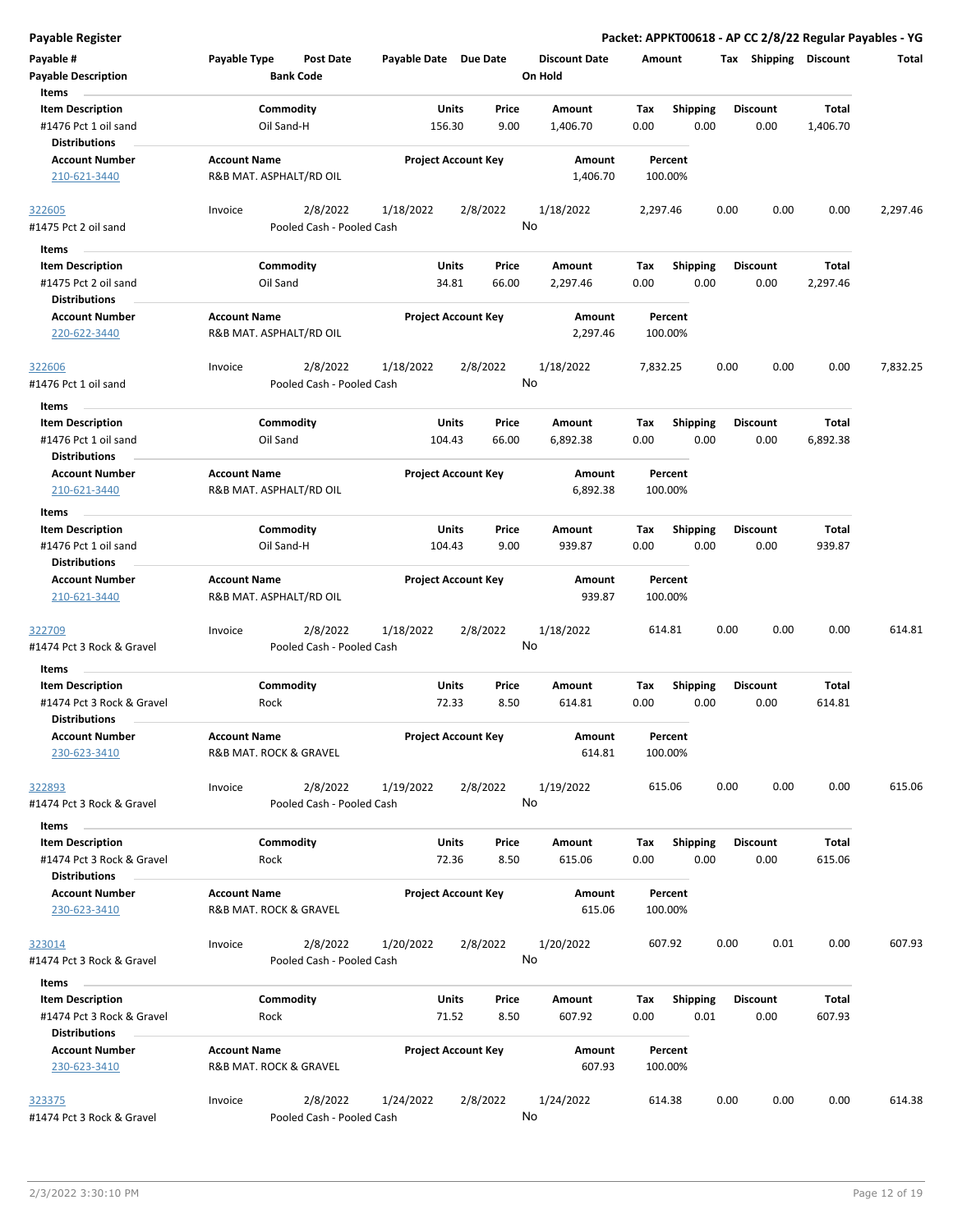**Payable Register** — **Packet: APPKT00618 - AP CC 2/8/22 Regular Payables - YG**

| Payable # | Payable Type | Post Date | Payable Date | Due Date | Discount Date | Amount | Tax | Shipping | Discount | Total |
|---|---|---|---|---|---|---|---|---|---|---|
| Payable Description | | Bank Code | | | On Hold | | | | | |

**Items**

| Item Description | Commodity | Units | Price | Amount | Tax | Shipping | Discount | Total |
|---|---|---|---|---|---|---|---|---|
| #1476 Pct 1 oil sand | Oil Sand-H | 156.30 | 9.00 | 1,406.70 | 0.00 | 0.00 | 0.00 | 1,406.70 |

**Distributions**

| Account Number | Account Name | Project Account Key | Amount | Percent |
|---|---|---|---|---|
| 210-621-3440 | R&B MAT. ASPHALT/RD OIL | | 1,406.70 | 100.00% |

---

| Payable # | Payable Type | Post Date | Payable Date | Due Date | Discount Date | Amount | Tax | Shipping | Discount | Total |
|---|---|---|---|---|---|---|---|---|---|---|
| 322605 | Invoice | 2/8/2022 | 1/18/2022 | 2/8/2022 | 1/18/2022 | 2,297.46 | 0.00 | 0.00 | 0.00 | 2,297.46 |
| #1475 Pct 2 oil sand | | Pooled Cash - Pooled Cash | | | No | | | | | |

**Items**

| Item Description | Commodity | Units | Price | Amount | Tax | Shipping | Discount | Total |
|---|---|---|---|---|---|---|---|---|
| #1475 Pct 2 oil sand | Oil Sand | 34.81 | 66.00 | 2,297.46 | 0.00 | 0.00 | 0.00 | 2,297.46 |

**Distributions**

| Account Number | Account Name | Project Account Key | Amount | Percent |
|---|---|---|---|---|
| 220-622-3440 | R&B MAT. ASPHALT/RD OIL | | 2,297.46 | 100.00% |

---

| Payable # | Payable Type | Post Date | Payable Date | Due Date | Discount Date | Amount | Tax | Shipping | Discount | Total |
|---|---|---|---|---|---|---|---|---|---|---|
| 322606 | Invoice | 2/8/2022 | 1/18/2022 | 2/8/2022 | 1/18/2022 | 7,832.25 | 0.00 | 0.00 | 0.00 | 7,832.25 |
| #1476 Pct 1 oil sand | | Pooled Cash - Pooled Cash | | | No | | | | | |

**Items**

| Item Description | Commodity | Units | Price | Amount | Tax | Shipping | Discount | Total |
|---|---|---|---|---|---|---|---|---|
| #1476 Pct 1 oil sand | Oil Sand | 104.43 | 66.00 | 6,892.38 | 0.00 | 0.00 | 0.00 | 6,892.38 |

**Distributions**

| Account Number | Account Name | Project Account Key | Amount | Percent |
|---|---|---|---|---|
| 210-621-3440 | R&B MAT. ASPHALT/RD OIL | | 6,892.38 | 100.00% |

**Items**

| Item Description | Commodity | Units | Price | Amount | Tax | Shipping | Discount | Total |
|---|---|---|---|---|---|---|---|---|
| #1476 Pct 1 oil sand | Oil Sand-H | 104.43 | 9.00 | 939.87 | 0.00 | 0.00 | 0.00 | 939.87 |

**Distributions**

| Account Number | Account Name | Project Account Key | Amount | Percent |
|---|---|---|---|---|
| 210-621-3440 | R&B MAT. ASPHALT/RD OIL | | 939.87 | 100.00% |

---

| Payable # | Payable Type | Post Date | Payable Date | Due Date | Discount Date | Amount | Tax | Shipping | Discount | Total |
|---|---|---|---|---|---|---|---|---|---|---|
| 322709 | Invoice | 2/8/2022 | 1/18/2022 | 2/8/2022 | 1/18/2022 | 614.81 | 0.00 | 0.00 | 0.00 | 614.81 |
| #1474 Pct 3 Rock & Gravel | | Pooled Cash - Pooled Cash | | | No | | | | | |

**Items**

| Item Description | Commodity | Units | Price | Amount | Tax | Shipping | Discount | Total |
|---|---|---|---|---|---|---|---|---|
| #1474 Pct 3 Rock & Gravel | Rock | 72.33 | 8.50 | 614.81 | 0.00 | 0.00 | 0.00 | 614.81 |

**Distributions**

| Account Number | Account Name | Project Account Key | Amount | Percent |
|---|---|---|---|---|
| 230-623-3410 | R&B MAT. ROCK & GRAVEL | | 614.81 | 100.00% |

---

| Payable # | Payable Type | Post Date | Payable Date | Due Date | Discount Date | Amount | Tax | Shipping | Discount | Total |
|---|---|---|---|---|---|---|---|---|---|---|
| 322893 | Invoice | 2/8/2022 | 1/19/2022 | 2/8/2022 | 1/19/2022 | 615.06 | 0.00 | 0.00 | 0.00 | 615.06 |
| #1474 Pct 3 Rock & Gravel | | Pooled Cash - Pooled Cash | | | No | | | | | |

**Items**

| Item Description | Commodity | Units | Price | Amount | Tax | Shipping | Discount | Total |
|---|---|---|---|---|---|---|---|---|
| #1474 Pct 3 Rock & Gravel | Rock | 72.36 | 8.50 | 615.06 | 0.00 | 0.00 | 0.00 | 615.06 |

**Distributions**

| Account Number | Account Name | Project Account Key | Amount | Percent |
|---|---|---|---|---|
| 230-623-3410 | R&B MAT. ROCK & GRAVEL | | 615.06 | 100.00% |

---

| Payable # | Payable Type | Post Date | Payable Date | Due Date | Discount Date | Amount | Tax | Shipping | Discount | Total |
|---|---|---|---|---|---|---|---|---|---|---|
| 323014 | Invoice | 2/8/2022 | 1/20/2022 | 2/8/2022 | 1/20/2022 | 607.92 | 0.00 | 0.01 | 0.00 | 607.93 |
| #1474 Pct 3 Rock & Gravel | | Pooled Cash - Pooled Cash | | | No | | | | | |

**Items**

| Item Description | Commodity | Units | Price | Amount | Tax | Shipping | Discount | Total |
|---|---|---|---|---|---|---|---|---|
| #1474 Pct 3 Rock & Gravel | Rock | 71.52 | 8.50 | 607.92 | 0.00 | 0.01 | 0.00 | 607.93 |

**Distributions**

| Account Number | Account Name | Project Account Key | Amount | Percent |
|---|---|---|---|---|
| 230-623-3410 | R&B MAT. ROCK & GRAVEL | | 607.93 | 100.00% |

---

| Payable # | Payable Type | Post Date | Payable Date | Due Date | Discount Date | Amount | Tax | Shipping | Discount | Total |
|---|---|---|---|---|---|---|---|---|---|---|
| 323375 | Invoice | 2/8/2022 | 1/24/2022 | 2/8/2022 | 1/24/2022 | 614.38 | 0.00 | 0.00 | 0.00 | 614.38 |
| #1474 Pct 3 Rock & Gravel | | Pooled Cash - Pooled Cash | | | No | | | | | |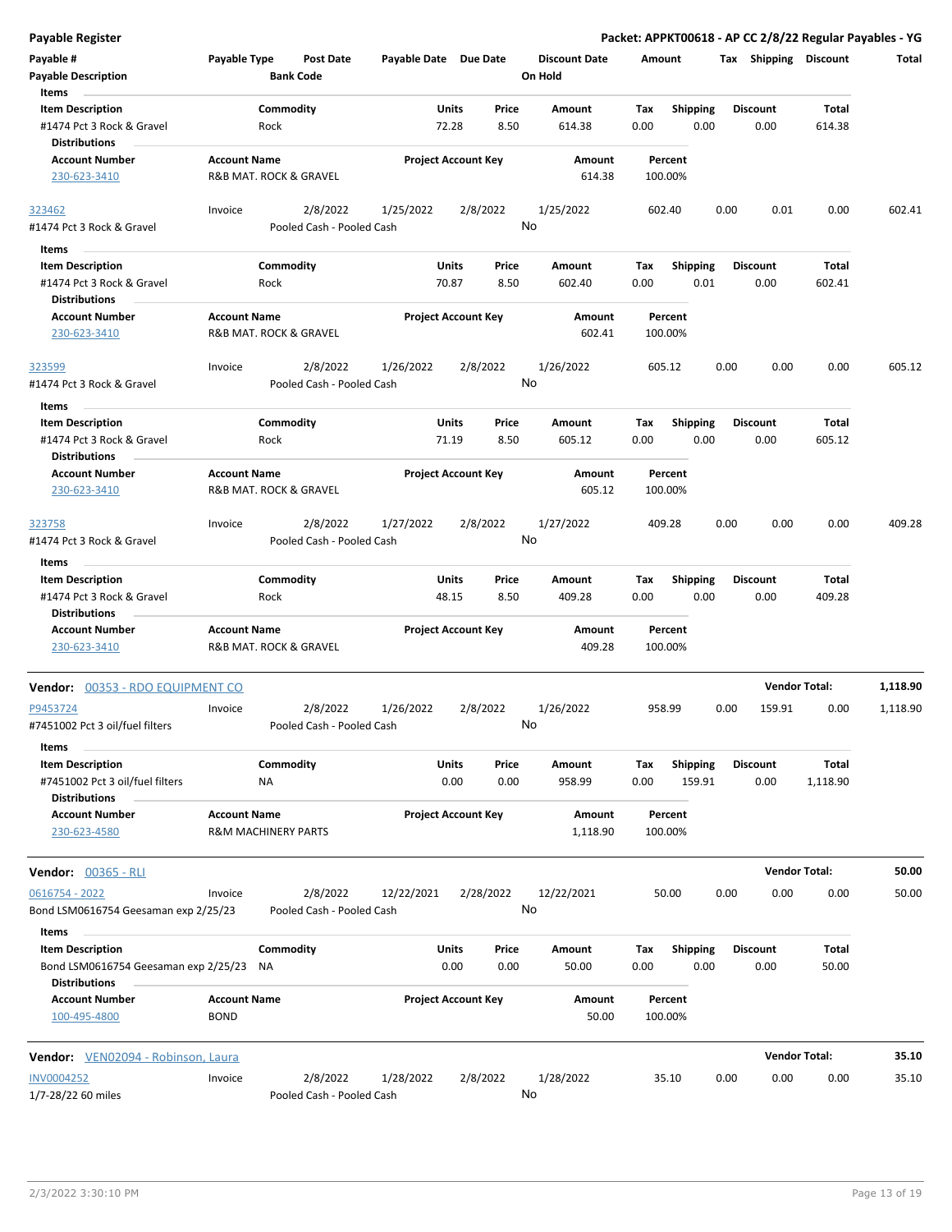# Payable Register

**Packet: APPKT00618 - AP CC 2/8/22 Regular Payables - YG**

| Payable # / Payable Description | Payable Type | Post Date / Bank Code | Payable Date | Due Date | Discount Date / On Hold | Amount | Tax | Shipping | Discount | Total |
|---|---|---|---|---|---|---|---|---|---|---|

**Items**

| Item Description | Commodity | Units | Price | Amount | Tax | Shipping | Discount | Total |
|---|---|---|---|---|---|---|---|---|
| #1474 Pct 3 Rock & Gravel | Rock | 72.28 | 8.50 | 614.38 | 0.00 | 0.00 | 0.00 | 614.38 |

**Distributions**

| Account Number | Account Name | Project Account Key | Amount | Percent |
|---|---|---|---|---|
| 230-623-3410 | R&B MAT. ROCK & GRAVEL | | 614.38 | 100.00% |

---

| Payable # / Payable Description | Payable Type | Post Date / Bank Code | Payable Date | Due Date | Discount Date / On Hold | Amount | Tax | Shipping | Discount | Total |
|---|---|---|---|---|---|---|---|---|---|---|
| 323462 / #1474 Pct 3 Rock & Gravel | Invoice | 2/8/2022 / Pooled Cash - Pooled Cash | 1/25/2022 | 2/8/2022 | 1/25/2022 / No | 602.40 | 0.00 | 0.01 | 0.00 | 602.41 |

**Items**

| Item Description | Commodity | Units | Price | Amount | Tax | Shipping | Discount | Total |
|---|---|---|---|---|---|---|---|---|
| #1474 Pct 3 Rock & Gravel | Rock | 70.87 | 8.50 | 602.40 | 0.00 | 0.01 | 0.00 | 602.41 |

**Distributions**

| Account Number | Account Name | Project Account Key | Amount | Percent |
|---|---|---|---|---|
| 230-623-3410 | R&B MAT. ROCK & GRAVEL | | 602.41 | 100.00% |

---

| Payable # / Payable Description | Payable Type | Post Date / Bank Code | Payable Date | Due Date | Discount Date / On Hold | Amount | Tax | Shipping | Discount | Total |
|---|---|---|---|---|---|---|---|---|---|---|
| 323599 / #1474 Pct 3 Rock & Gravel | Invoice | 2/8/2022 / Pooled Cash - Pooled Cash | 1/26/2022 | 2/8/2022 | 1/26/2022 / No | 605.12 | 0.00 | 0.00 | 0.00 | 605.12 |

**Items**

| Item Description | Commodity | Units | Price | Amount | Tax | Shipping | Discount | Total |
|---|---|---|---|---|---|---|---|---|
| #1474 Pct 3 Rock & Gravel | Rock | 71.19 | 8.50 | 605.12 | 0.00 | 0.00 | 0.00 | 605.12 |

**Distributions**

| Account Number | Account Name | Project Account Key | Amount | Percent |
|---|---|---|---|---|
| 230-623-3410 | R&B MAT. ROCK & GRAVEL | | 605.12 | 100.00% |

---

| Payable # / Payable Description | Payable Type | Post Date / Bank Code | Payable Date | Due Date | Discount Date / On Hold | Amount | Tax | Shipping | Discount | Total |
|---|---|---|---|---|---|---|---|---|---|---|
| 323758 / #1474 Pct 3 Rock & Gravel | Invoice | 2/8/2022 / Pooled Cash - Pooled Cash | 1/27/2022 | 2/8/2022 | 1/27/2022 / No | 409.28 | 0.00 | 0.00 | 0.00 | 409.28 |

**Items**

| Item Description | Commodity | Units | Price | Amount | Tax | Shipping | Discount | Total |
|---|---|---|---|---|---|---|---|---|
| #1474 Pct 3 Rock & Gravel | Rock | 48.15 | 8.50 | 409.28 | 0.00 | 0.00 | 0.00 | 409.28 |

**Distributions**

| Account Number | Account Name | Project Account Key | Amount | Percent |
|---|---|---|---|---|
| 230-623-3410 | R&B MAT. ROCK & GRAVEL | | 409.28 | 100.00% |

---

## Vendor: 00353 - RDO EQUIPMENT CO — Vendor Total: 1,118.90

| Payable # / Payable Description | Payable Type | Post Date / Bank Code | Payable Date | Due Date | Discount Date / On Hold | Amount | Tax | Shipping | Discount | Total |
|---|---|---|---|---|---|---|---|---|---|---|
| P9453724 / #7451002 Pct 3 oil/fuel filters | Invoice | 2/8/2022 / Pooled Cash - Pooled Cash | 1/26/2022 | 2/8/2022 | 1/26/2022 / No | 958.99 | 0.00 | 159.91 | 0.00 | 1,118.90 |

**Items**

| Item Description | Commodity | Units | Price | Amount | Tax | Shipping | Discount | Total |
|---|---|---|---|---|---|---|---|---|
| #7451002 Pct 3 oil/fuel filters | NA | 0.00 | 0.00 | 958.99 | 0.00 | 159.91 | 0.00 | 1,118.90 |

**Distributions**

| Account Number | Account Name | Project Account Key | Amount | Percent |
|---|---|---|---|---|
| 230-623-4580 | R&M MACHINERY PARTS | | 1,118.90 | 100.00% |

---

## Vendor: 00365 - RLI — Vendor Total: 50.00

| Payable # / Payable Description | Payable Type | Post Date / Bank Code | Payable Date | Due Date | Discount Date / On Hold | Amount | Tax | Shipping | Discount | Total |
|---|---|---|---|---|---|---|---|---|---|---|
| 0616754 - 2022 / Bond LSM0616754 Geesaman exp 2/25/23 | Invoice | 2/8/2022 / Pooled Cash - Pooled Cash | 12/22/2021 | 2/28/2022 | 12/22/2021 / No | 50.00 | 0.00 | 0.00 | 0.00 | 50.00 |

**Items**

| Item Description | Commodity | Units | Price | Amount | Tax | Shipping | Discount | Total |
|---|---|---|---|---|---|---|---|---|
| Bond LSM0616754 Geesaman exp 2/25/23 | NA | 0.00 | 0.00 | 50.00 | 0.00 | 0.00 | 0.00 | 50.00 |

**Distributions**

| Account Number | Account Name | Project Account Key | Amount | Percent |
|---|---|---|---|---|
| 100-495-4800 | BOND | | 50.00 | 100.00% |

---

## Vendor: VEN02094 - Robinson, Laura — Vendor Total: 35.10

| Payable # / Payable Description | Payable Type | Post Date / Bank Code | Payable Date | Due Date | Discount Date / On Hold | Amount | Tax | Shipping | Discount | Total |
|---|---|---|---|---|---|---|---|---|---|---|
| INV0004252 / 1/7-28/22 60 miles | Invoice | 2/8/2022 / Pooled Cash - Pooled Cash | 1/28/2022 | 2/8/2022 | 1/28/2022 / No | 35.10 | 0.00 | 0.00 | 0.00 | 35.10 |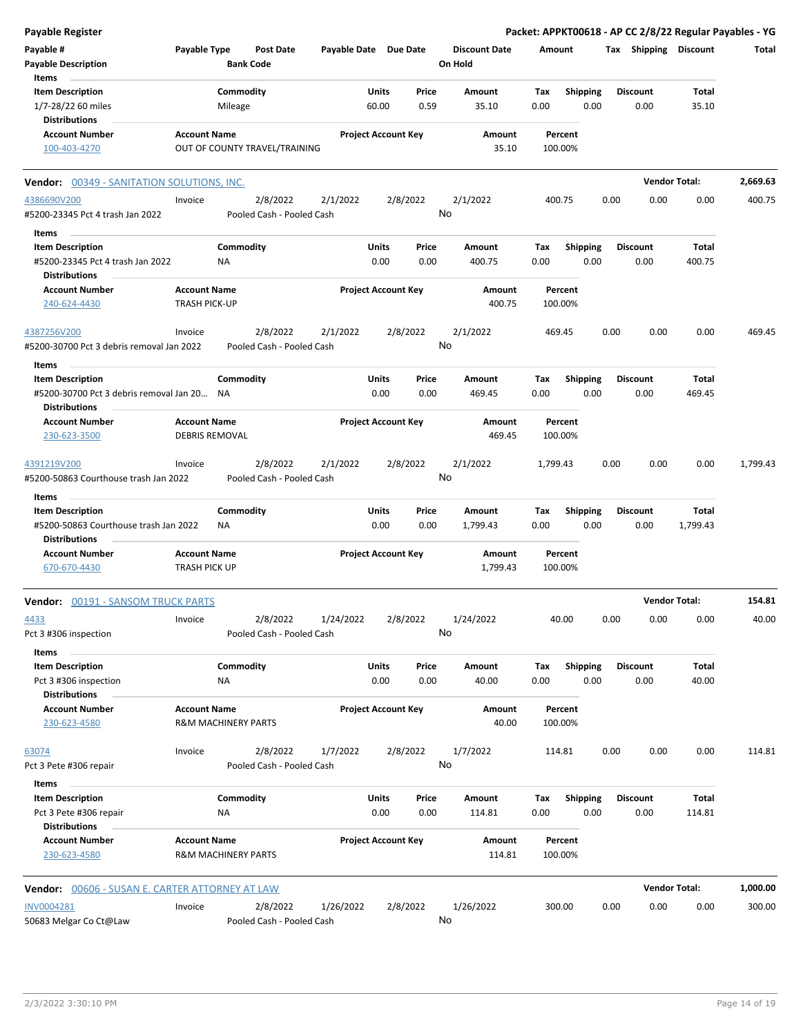**Payable Register** | **Packet: APPKT00618 - AP CC 2/8/22 Regular Payables - YG**

| Payable # | Payable Type | Post Date | Payable Date | Due Date | Discount Date | Amount | Tax | Shipping | Discount | Total |
|---|---|---|---|---|---|---|---|---|---|---|
| Payable Description | | Bank Code | | | On Hold | | | | | |

**Items**

| Item Description | Commodity | Units | Price | Amount | Tax | Shipping | Discount | Total |
|---|---|---|---|---|---|---|---|---|
| 1/7-28/22 60 miles | Mileage | 60.00 | 0.59 | 35.10 | 0.00 | 0.00 | 0.00 | 35.10 |

**Distributions**

| Account Number | Account Name | Project Account Key | Amount | Percent |
|---|---|---|---|---|
| 100-403-4270 | OUT OF COUNTY TRAVEL/TRAINING | | 35.10 | 100.00% |

## Vendor: 00349 - SANITATION SOLUTIONS, INC. — Vendor Total: 2,669.63

| Payable # | Payable Type | Post Date | Payable Date | Due Date | Discount Date | Amount | Tax | Shipping | Discount | Total |
|---|---|---|---|---|---|---|---|---|---|---|
| 4386690V200 | Invoice | 2/8/2022 | 2/1/2022 | 2/8/2022 | 2/1/2022 | 400.75 | 0.00 | 0.00 | 0.00 | 400.75 |

#5200-23345 Pct 4 trash Jan 2022 — Pooled Cash - Pooled Cash — On Hold: No

**Items**

| Item Description | Commodity | Units | Price | Amount | Tax | Shipping | Discount | Total |
|---|---|---|---|---|---|---|---|---|
| #5200-23345 Pct 4 trash Jan 2022 | NA | 0.00 | 0.00 | 400.75 | 0.00 | 0.00 | 0.00 | 400.75 |

**Distributions**

| Account Number | Account Name | Project Account Key | Amount | Percent |
|---|---|---|---|---|
| 240-624-4430 | TRASH PICK-UP | | 400.75 | 100.00% |

| Payable # | Payable Type | Post Date | Payable Date | Due Date | Discount Date | Amount | Tax | Shipping | Discount | Total |
|---|---|---|---|---|---|---|---|---|---|---|
| 4387256V200 | Invoice | 2/8/2022 | 2/1/2022 | 2/8/2022 | 2/1/2022 | 469.45 | 0.00 | 0.00 | 0.00 | 469.45 |

#5200-30700 Pct 3 debris removal Jan 2022 — Pooled Cash - Pooled Cash — On Hold: No

**Items**

| Item Description | Commodity | Units | Price | Amount | Tax | Shipping | Discount | Total |
|---|---|---|---|---|---|---|---|---|
| #5200-30700 Pct 3 debris removal Jan 20... | NA | 0.00 | 0.00 | 469.45 | 0.00 | 0.00 | 0.00 | 469.45 |

**Distributions**

| Account Number | Account Name | Project Account Key | Amount | Percent |
|---|---|---|---|---|
| 230-623-3500 | DEBRIS REMOVAL | | 469.45 | 100.00% |

| Payable # | Payable Type | Post Date | Payable Date | Due Date | Discount Date | Amount | Tax | Shipping | Discount | Total |
|---|---|---|---|---|---|---|---|---|---|---|
| 4391219V200 | Invoice | 2/8/2022 | 2/1/2022 | 2/8/2022 | 2/1/2022 | 1,799.43 | 0.00 | 0.00 | 0.00 | 1,799.43 |

#5200-50863 Courthouse trash Jan 2022 — Pooled Cash - Pooled Cash — On Hold: No

**Items**

| Item Description | Commodity | Units | Price | Amount | Tax | Shipping | Discount | Total |
|---|---|---|---|---|---|---|---|---|
| #5200-50863 Courthouse trash Jan 2022 | NA | 0.00 | 0.00 | 1,799.43 | 0.00 | 0.00 | 0.00 | 1,799.43 |

**Distributions**

| Account Number | Account Name | Project Account Key | Amount | Percent |
|---|---|---|---|---|
| 670-670-4430 | TRASH PICK UP | | 1,799.43 | 100.00% |

## Vendor: 00191 - SANSOM TRUCK PARTS — Vendor Total: 154.81

| Payable # | Payable Type | Post Date | Payable Date | Due Date | Discount Date | Amount | Tax | Shipping | Discount | Total |
|---|---|---|---|---|---|---|---|---|---|---|
| 4433 | Invoice | 2/8/2022 | 1/24/2022 | 2/8/2022 | 1/24/2022 | 40.00 | 0.00 | 0.00 | 0.00 | 40.00 |

Pct 3 #306 inspection — Pooled Cash - Pooled Cash — On Hold: No

**Items**

| Item Description | Commodity | Units | Price | Amount | Tax | Shipping | Discount | Total |
|---|---|---|---|---|---|---|---|---|
| Pct 3 #306 inspection | NA | 0.00 | 0.00 | 40.00 | 0.00 | 0.00 | 0.00 | 40.00 |

**Distributions**

| Account Number | Account Name | Project Account Key | Amount | Percent |
|---|---|---|---|---|
| 230-623-4580 | R&M MACHINERY PARTS | | 40.00 | 100.00% |

| Payable # | Payable Type | Post Date | Payable Date | Due Date | Discount Date | Amount | Tax | Shipping | Discount | Total |
|---|---|---|---|---|---|---|---|---|---|---|
| 63074 | Invoice | 2/8/2022 | 1/7/2022 | 2/8/2022 | 1/7/2022 | 114.81 | 0.00 | 0.00 | 0.00 | 114.81 |

Pct 3 Pete #306 repair — Pooled Cash - Pooled Cash — On Hold: No

**Items**

| Item Description | Commodity | Units | Price | Amount | Tax | Shipping | Discount | Total |
|---|---|---|---|---|---|---|---|---|
| Pct 3 Pete #306 repair | NA | 0.00 | 0.00 | 114.81 | 0.00 | 0.00 | 0.00 | 114.81 |

**Distributions**

| Account Number | Account Name | Project Account Key | Amount | Percent |
|---|---|---|---|---|
| 230-623-4580 | R&M MACHINERY PARTS | | 114.81 | 100.00% |

## Vendor: 00606 - SUSAN E. CARTER ATTORNEY AT LAW — Vendor Total: 1,000.00

| Payable # | Payable Type | Post Date | Payable Date | Due Date | Discount Date | Amount | Tax | Shipping | Discount | Total |
|---|---|---|---|---|---|---|---|---|---|---|
| INV0004281 | Invoice | 2/8/2022 | 1/26/2022 | 2/8/2022 | 1/26/2022 | 300.00 | 0.00 | 0.00 | 0.00 | 300.00 |

50683 Melgar Co Ct@Law — Pooled Cash - Pooled Cash — On Hold: No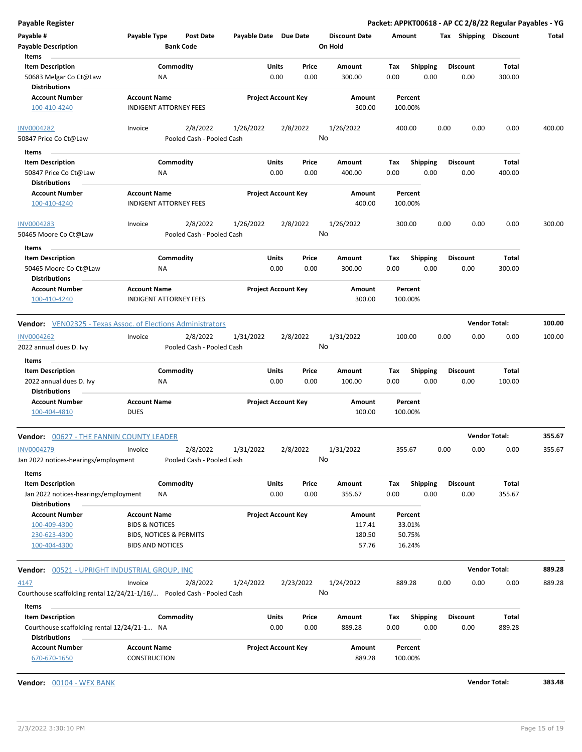**Payable Register** — **Packet: APPKT00618 - AP CC 2/8/22 Regular Payables - YG**

| Payable # | Payable Type | Post Date | Payable Date | Due Date | Discount Date | Amount | Tax | Shipping | Discount | Total |
|---|---|---|---|---|---|---|---|---|---|---|
| Payable Description | | Bank Code | | | On Hold | | | | | |

**Items**

| Item Description | Commodity | Units | Price | Amount | Tax | Shipping | Discount | Total |
|---|---|---|---|---|---|---|---|---|
| 50683 Melgar Co Ct@Law | NA | 0.00 | 0.00 | 300.00 | 0.00 | 0.00 | 0.00 | 300.00 |

**Distributions**

| Account Number | Account Name | Project Account Key | Amount | Percent |
|---|---|---|---|---|
| 100-410-4240 | INDIGENT ATTORNEY FEES | | 300.00 | 100.00% |

| INV0004282 | Invoice | 2/8/2022 | 1/26/2022 | 2/8/2022 | 1/26/2022 | 400.00 | 0.00 | 0.00 | 0.00 | 400.00 |
|---|---|---|---|---|---|---|---|---|---|---|
| 50847 Price Co Ct@Law | | Pooled Cash - Pooled Cash | | | No | | | | | |

**Items**

| Item Description | Commodity | Units | Price | Amount | Tax | Shipping | Discount | Total |
|---|---|---|---|---|---|---|---|---|
| 50847 Price Co Ct@Law | NA | 0.00 | 0.00 | 400.00 | 0.00 | 0.00 | 0.00 | 400.00 |

**Distributions**

| Account Number | Account Name | Project Account Key | Amount | Percent |
|---|---|---|---|---|
| 100-410-4240 | INDIGENT ATTORNEY FEES | | 400.00 | 100.00% |

| INV0004283 | Invoice | 2/8/2022 | 1/26/2022 | 2/8/2022 | 1/26/2022 | 300.00 | 0.00 | 0.00 | 0.00 | 300.00 |
|---|---|---|---|---|---|---|---|---|---|---|
| 50465 Moore Co Ct@Law | | Pooled Cash - Pooled Cash | | | No | | | | | |

**Items**

| Item Description | Commodity | Units | Price | Amount | Tax | Shipping | Discount | Total |
|---|---|---|---|---|---|---|---|---|
| 50465 Moore Co Ct@Law | NA | 0.00 | 0.00 | 300.00 | 0.00 | 0.00 | 0.00 | 300.00 |

**Distributions**

| Account Number | Account Name | Project Account Key | Amount | Percent |
|---|---|---|---|---|
| 100-410-4240 | INDIGENT ATTORNEY FEES | | 300.00 | 100.00% |

**Vendor:** VEN02325 - Texas Assoc. of Elections Administrators — **Vendor Total: 100.00**

| INV0004262 | Invoice | 2/8/2022 | 1/31/2022 | 2/8/2022 | 1/31/2022 | 100.00 | 0.00 | 0.00 | 0.00 | 100.00 |
|---|---|---|---|---|---|---|---|---|---|---|
| 2022 annual dues D. Ivy | | Pooled Cash - Pooled Cash | | | No | | | | | |

**Items**

| Item Description | Commodity | Units | Price | Amount | Tax | Shipping | Discount | Total |
|---|---|---|---|---|---|---|---|---|
| 2022 annual dues D. Ivy | NA | 0.00 | 0.00 | 100.00 | 0.00 | 0.00 | 0.00 | 100.00 |

**Distributions**

| Account Number | Account Name | Project Account Key | Amount | Percent |
|---|---|---|---|---|
| 100-404-4810 | DUES | | 100.00 | 100.00% |

**Vendor:** 00627 - THE FANNIN COUNTY LEADER — **Vendor Total: 355.67**

| INV0004279 | Invoice | 2/8/2022 | 1/31/2022 | 2/8/2022 | 1/31/2022 | 355.67 | 0.00 | 0.00 | 0.00 | 355.67 |
|---|---|---|---|---|---|---|---|---|---|---|
| Jan 2022 notices-hearings/employment | | Pooled Cash - Pooled Cash | | | No | | | | | |

**Items**

| Item Description | Commodity | Units | Price | Amount | Tax | Shipping | Discount | Total |
|---|---|---|---|---|---|---|---|---|
| Jan 2022 notices-hearings/employment | NA | 0.00 | 0.00 | 355.67 | 0.00 | 0.00 | 0.00 | 355.67 |

**Distributions**

| Account Number | Account Name | Project Account Key | Amount | Percent |
|---|---|---|---|---|
| 100-409-4300 | BIDS & NOTICES | | 117.41 | 33.01% |
| 230-623-4300 | BIDS, NOTICES & PERMITS | | 180.50 | 50.75% |
| 100-404-4300 | BIDS AND NOTICES | | 57.76 | 16.24% |

**Vendor:** 00521 - UPRIGHT INDUSTRIAL GROUP, INC — **Vendor Total: 889.28**

| 4147 | Invoice | 2/8/2022 | 1/24/2022 | 2/23/2022 | 1/24/2022 | 889.28 | 0.00 | 0.00 | 0.00 | 889.28 |
|---|---|---|---|---|---|---|---|---|---|---|
| Courthouse scaffolding rental 12/24/21-1/16/... | | Pooled Cash - Pooled Cash | | | No | | | | | |

**Items**

| Item Description | Commodity | Units | Price | Amount | Tax | Shipping | Discount | Total |
|---|---|---|---|---|---|---|---|---|
| Courthouse scaffolding rental 12/24/21-1... | NA | 0.00 | 0.00 | 889.28 | 0.00 | 0.00 | 0.00 | 889.28 |

**Distributions**

| Account Number | Account Name | Project Account Key | Amount | Percent |
|---|---|---|---|---|
| 670-670-1650 | CONSTRUCTION | | 889.28 | 100.00% |

**Vendor:** 00104 - WEX BANK — **Vendor Total: 383.48**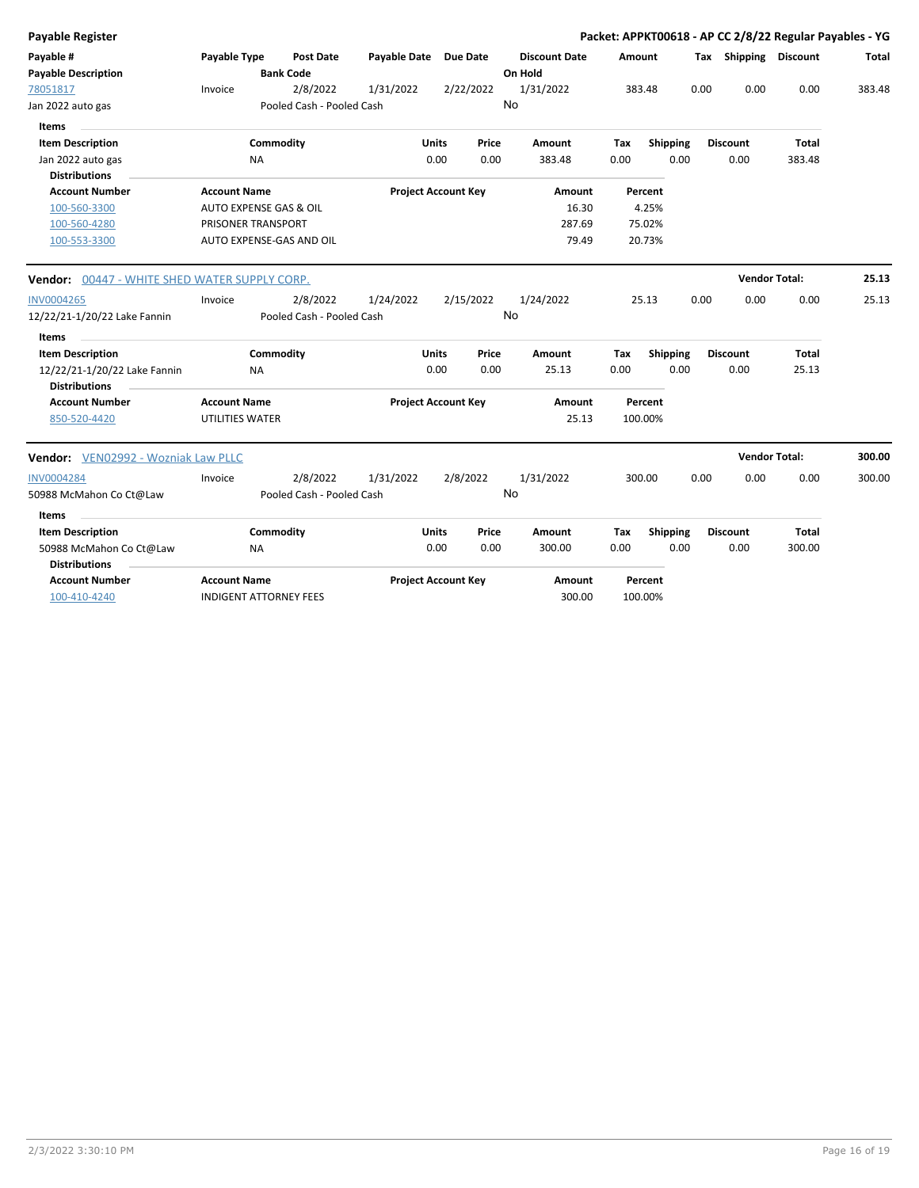## Payable Register

**Packet: APPKT00618 - AP CC 2/8/22 Regular Payables - YG**

| Payable # / Payable Description | Payable Type | Post Date / Bank Code | Payable Date | Due Date | Discount Date / On Hold | Amount | Tax | Shipping | Discount | Total |
|---|---|---|---|---|---|---|---|---|---|---|
| 78051817 | Invoice | 2/8/2022 | 1/31/2022 | 2/22/2022 | 1/31/2022 | 383.48 | 0.00 | 0.00 | 0.00 | 383.48 |
| Jan 2022 auto gas | | Pooled Cash - Pooled Cash | | | No | | | | | |

**Items**

| Item Description | Commodity | Units | Price | Amount | Tax | Shipping | Discount | Total |
|---|---|---|---|---|---|---|---|---|
| Jan 2022 auto gas | NA | 0.00 | 0.00 | 383.48 | 0.00 | 0.00 | 0.00 | 383.48 |

**Distributions**

| Account Number | Account Name | Project Account Key | Amount | Percent |
|---|---|---|---|---|
| 100-560-3300 | AUTO EXPENSE GAS & OIL | | 16.30 | 4.25% |
| 100-560-4280 | PRISONER TRANSPORT | | 287.69 | 75.02% |
| 100-553-3300 | AUTO EXPENSE-GAS AND OIL | | 79.49 | 20.73% |

---

**Vendor:** 00447 - WHITE SHED WATER SUPPLY CORP. — **Vendor Total: 25.13**

| Payable # / Payable Description | Payable Type | Post Date / Bank Code | Payable Date | Due Date | Discount Date / On Hold | Amount | Tax | Shipping | Discount | Total |
|---|---|---|---|---|---|---|---|---|---|---|
| INV0004265 | Invoice | 2/8/2022 | 1/24/2022 | 2/15/2022 | 1/24/2022 | 25.13 | 0.00 | 0.00 | 0.00 | 25.13 |
| 12/22/21-1/20/22 Lake Fannin | | Pooled Cash - Pooled Cash | | | No | | | | | |

**Items**

| Item Description | Commodity | Units | Price | Amount | Tax | Shipping | Discount | Total |
|---|---|---|---|---|---|---|---|---|
| 12/22/21-1/20/22 Lake Fannin | NA | 0.00 | 0.00 | 25.13 | 0.00 | 0.00 | 0.00 | 25.13 |

**Distributions**

| Account Number | Account Name | Project Account Key | Amount | Percent |
|---|---|---|---|---|
| 850-520-4420 | UTILITIES WATER | | 25.13 | 100.00% |

---

**Vendor:** VEN02992 - Wozniak Law PLLC — **Vendor Total: 300.00**

| Payable # / Payable Description | Payable Type | Post Date / Bank Code | Payable Date | Due Date | Discount Date / On Hold | Amount | Tax | Shipping | Discount | Total |
|---|---|---|---|---|---|---|---|---|---|---|
| INV0004284 | Invoice | 2/8/2022 | 1/31/2022 | 2/8/2022 | 1/31/2022 | 300.00 | 0.00 | 0.00 | 0.00 | 300.00 |
| 50988 McMahon Co Ct@Law | | Pooled Cash - Pooled Cash | | | No | | | | | |

**Items**

| Item Description | Commodity | Units | Price | Amount | Tax | Shipping | Discount | Total |
|---|---|---|---|---|---|---|---|---|
| 50988 McMahon Co Ct@Law | NA | 0.00 | 0.00 | 300.00 | 0.00 | 0.00 | 0.00 | 300.00 |

**Distributions**

| Account Number | Account Name | Project Account Key | Amount | Percent |
|---|---|---|---|---|
| 100-410-4240 | INDIGENT ATTORNEY FEES | | 300.00 | 100.00% |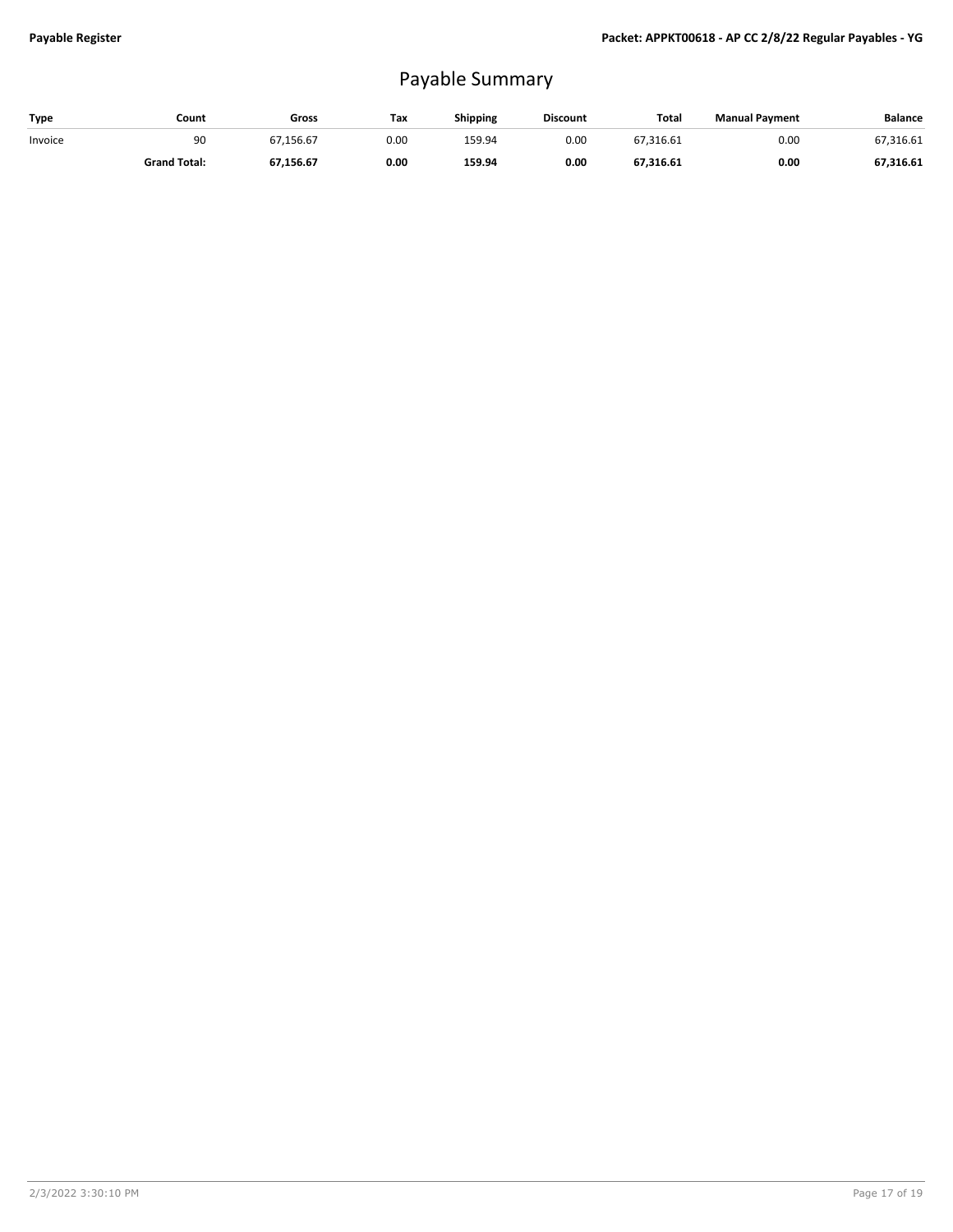# Payable Summary

| Type | Count | Gross | Tax | Shipping | Discount | Total | Manual Payment | Balance |
|---|---|---|---|---|---|---|---|---|
| Invoice | 90 | 67,156.67 | 0.00 | 159.94 | 0.00 | 67,316.61 | 0.00 | 67,316.61 |
| | **Grand Total:** | **67,156.67** | **0.00** | **159.94** | **0.00** | **67,316.61** | **0.00** | **67,316.61** |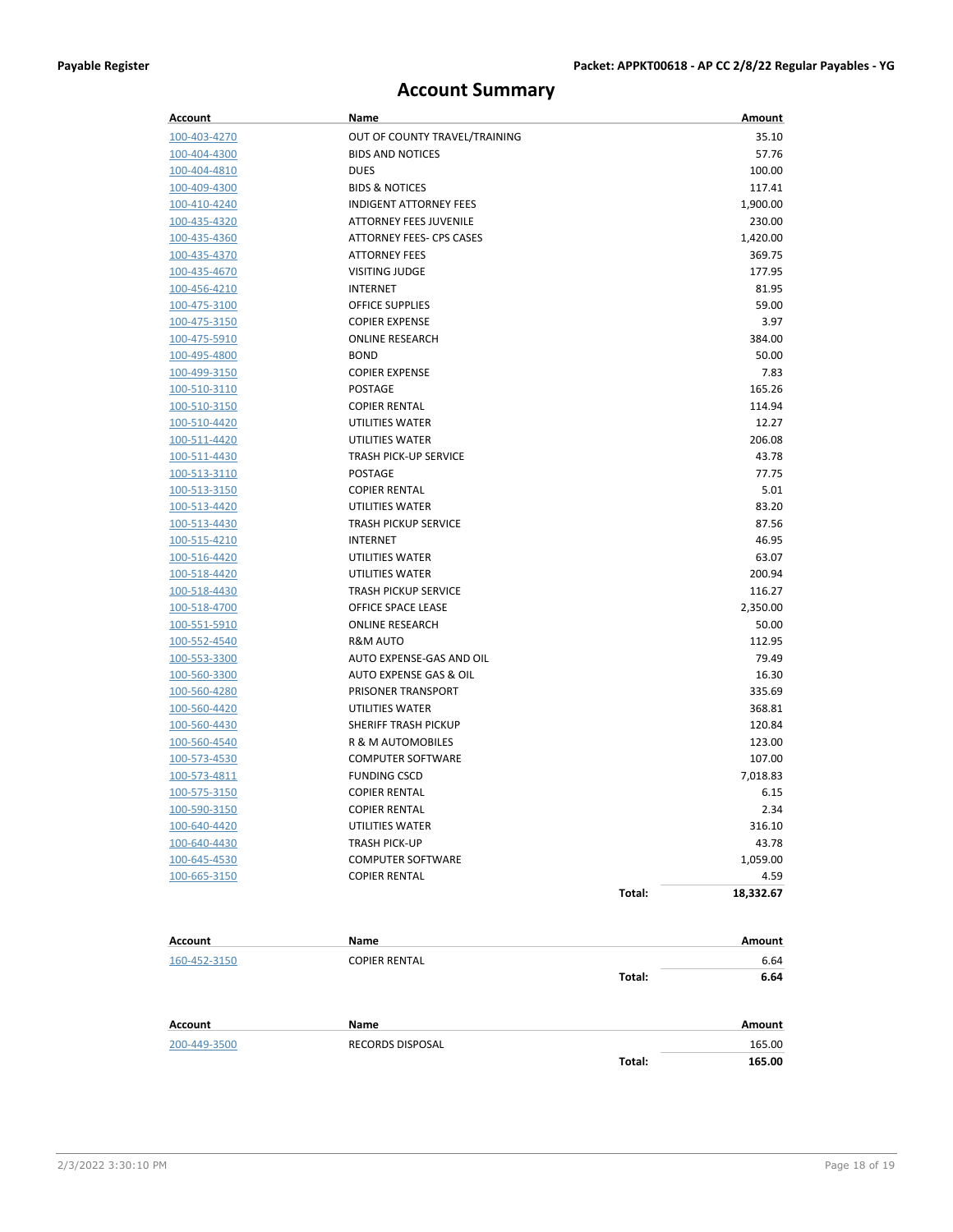# Account Summary

| Account | Name | | Amount |
|---|---|---|---|
| 100-403-4270 | OUT OF COUNTY TRAVEL/TRAINING | | 35.10 |
| 100-404-4300 | BIDS AND NOTICES | | 57.76 |
| 100-404-4810 | DUES | | 100.00 |
| 100-409-4300 | BIDS & NOTICES | | 117.41 |
| 100-410-4240 | INDIGENT ATTORNEY FEES | | 1,900.00 |
| 100-435-4320 | ATTORNEY FEES JUVENILE | | 230.00 |
| 100-435-4360 | ATTORNEY FEES- CPS CASES | | 1,420.00 |
| 100-435-4370 | ATTORNEY FEES | | 369.75 |
| 100-435-4670 | VISITING JUDGE | | 177.95 |
| 100-456-4210 | INTERNET | | 81.95 |
| 100-475-3100 | OFFICE SUPPLIES | | 59.00 |
| 100-475-3150 | COPIER EXPENSE | | 3.97 |
| 100-475-5910 | ONLINE RESEARCH | | 384.00 |
| 100-495-4800 | BOND | | 50.00 |
| 100-499-3150 | COPIER EXPENSE | | 7.83 |
| 100-510-3110 | POSTAGE | | 165.26 |
| 100-510-3150 | COPIER RENTAL | | 114.94 |
| 100-510-4420 | UTILITIES WATER | | 12.27 |
| 100-511-4420 | UTILITIES WATER | | 206.08 |
| 100-511-4430 | TRASH PICK-UP SERVICE | | 43.78 |
| 100-513-3110 | POSTAGE | | 77.75 |
| 100-513-3150 | COPIER RENTAL | | 5.01 |
| 100-513-4420 | UTILITIES WATER | | 83.20 |
| 100-513-4430 | TRASH PICKUP SERVICE | | 87.56 |
| 100-515-4210 | INTERNET | | 46.95 |
| 100-516-4420 | UTILITIES WATER | | 63.07 |
| 100-518-4420 | UTILITIES WATER | | 200.94 |
| 100-518-4430 | TRASH PICKUP SERVICE | | 116.27 |
| 100-518-4700 | OFFICE SPACE LEASE | | 2,350.00 |
| 100-551-5910 | ONLINE RESEARCH | | 50.00 |
| 100-552-4540 | R&M AUTO | | 112.95 |
| 100-553-3300 | AUTO EXPENSE-GAS AND OIL | | 79.49 |
| 100-560-3300 | AUTO EXPENSE GAS & OIL | | 16.30 |
| 100-560-4280 | PRISONER TRANSPORT | | 335.69 |
| 100-560-4420 | UTILITIES WATER | | 368.81 |
| 100-560-4430 | SHERIFF TRASH PICKUP | | 120.84 |
| 100-560-4540 | R & M AUTOMOBILES | | 123.00 |
| 100-573-4530 | COMPUTER SOFTWARE | | 107.00 |
| 100-573-4811 | FUNDING CSCD | | 7,018.83 |
| 100-575-3150 | COPIER RENTAL | | 6.15 |
| 100-590-3150 | COPIER RENTAL | | 2.34 |
| 100-640-4420 | UTILITIES WATER | | 316.10 |
| 100-640-4430 | TRASH PICK-UP | | 43.78 |
| 100-645-4530 | COMPUTER SOFTWARE | | 1,059.00 |
| 100-665-3150 | COPIER RENTAL | | 4.59 |
| | | **Total:** | **18,332.67** |

| Account | Name | | Amount |
|---|---|---|---|
| 160-452-3150 | COPIER RENTAL | | 6.64 |
| | | **Total:** | **6.64** |

| Account | Name | | Amount |
|---|---|---|---|
| 200-449-3500 | RECORDS DISPOSAL | | 165.00 |
| | | **Total:** | **165.00** |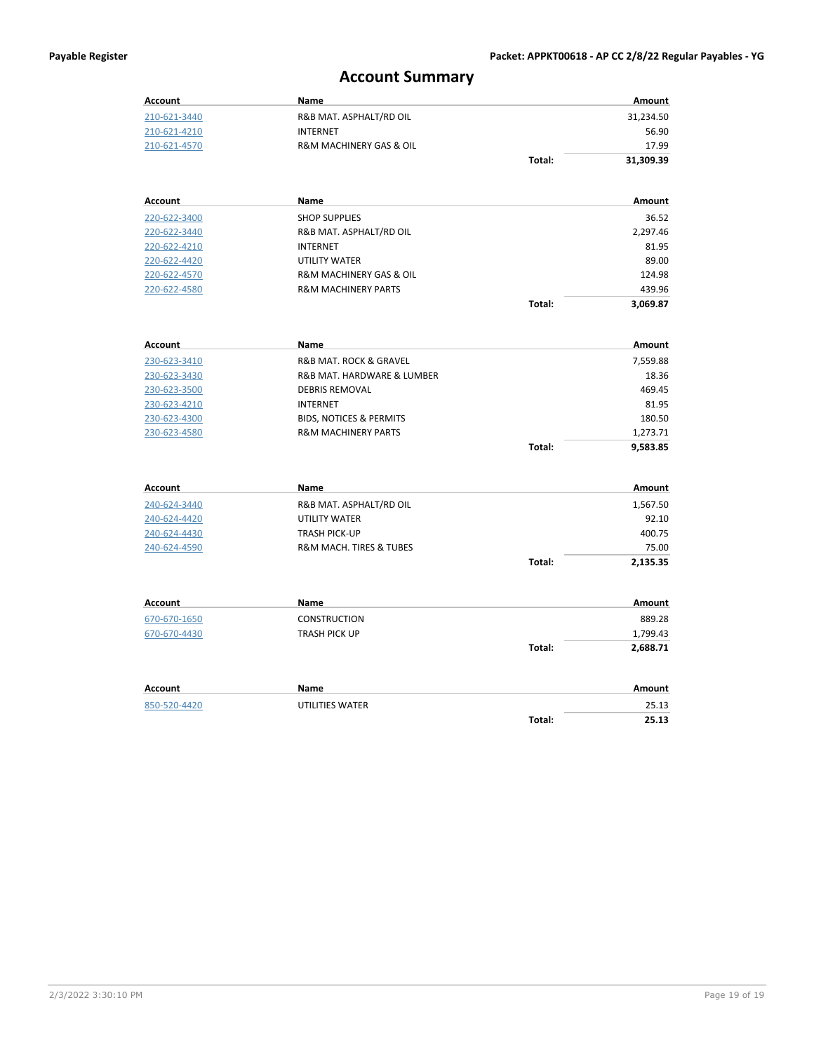# Account Summary

| Account | Name | | Amount |
|---|---|---|---|
| 210-621-3440 | R&B MAT. ASPHALT/RD OIL | | 31,234.50 |
| 210-621-4210 | INTERNET | | 56.90 |
| 210-621-4570 | R&M MACHINERY GAS & OIL | | 17.99 |
| | | **Total:** | **31,309.39** |

| Account | Name | | Amount |
|---|---|---|---|
| 220-622-3400 | SHOP SUPPLIES | | 36.52 |
| 220-622-3440 | R&B MAT. ASPHALT/RD OIL | | 2,297.46 |
| 220-622-4210 | INTERNET | | 81.95 |
| 220-622-4420 | UTILITY WATER | | 89.00 |
| 220-622-4570 | R&M MACHINERY GAS & OIL | | 124.98 |
| 220-622-4580 | R&M MACHINERY PARTS | | 439.96 |
| | | **Total:** | **3,069.87** |

| Account | Name | | Amount |
|---|---|---|---|
| 230-623-3410 | R&B MAT. ROCK & GRAVEL | | 7,559.88 |
| 230-623-3430 | R&B MAT. HARDWARE & LUMBER | | 18.36 |
| 230-623-3500 | DEBRIS REMOVAL | | 469.45 |
| 230-623-4210 | INTERNET | | 81.95 |
| 230-623-4300 | BIDS, NOTICES & PERMITS | | 180.50 |
| 230-623-4580 | R&M MACHINERY PARTS | | 1,273.71 |
| | | **Total:** | **9,583.85** |

| Account | Name | | Amount |
|---|---|---|---|
| 240-624-3440 | R&B MAT. ASPHALT/RD OIL | | 1,567.50 |
| 240-624-4420 | UTILITY WATER | | 92.10 |
| 240-624-4430 | TRASH PICK-UP | | 400.75 |
| 240-624-4590 | R&M MACH. TIRES & TUBES | | 75.00 |
| | | **Total:** | **2,135.35** |

| Account | Name | | Amount |
|---|---|---|---|
| 670-670-1650 | CONSTRUCTION | | 889.28 |
| 670-670-4430 | TRASH PICK UP | | 1,799.43 |
| | | **Total:** | **2,688.71** |

| Account | Name | | Amount |
|---|---|---|---|
| 850-520-4420 | UTILITIES WATER | | 25.13 |
| | | **Total:** | **25.13** |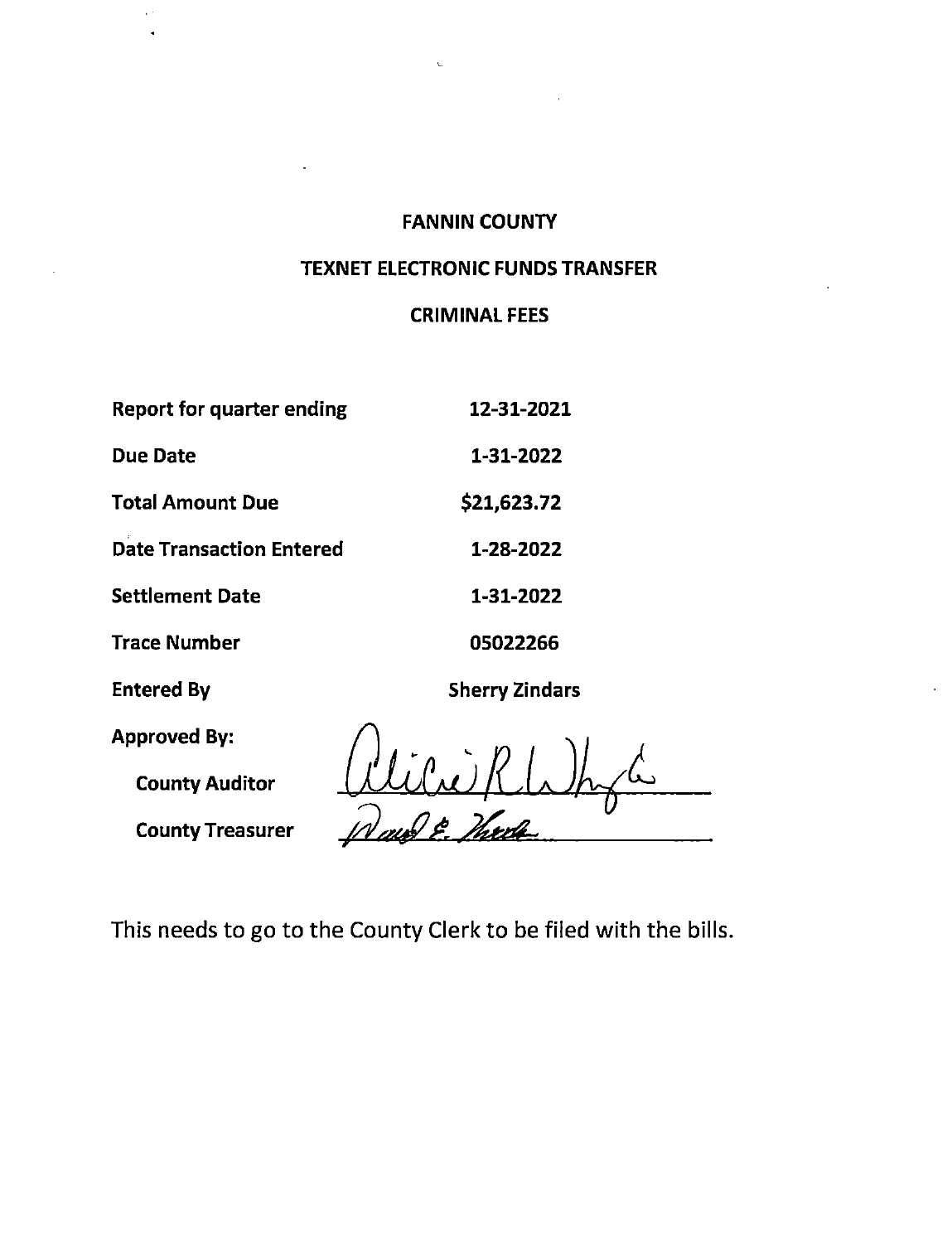# FANNIN COUNTY

## TEXNET ELECTRONIC FUNDS TRANSFER

## CRIMINAL FEES

| | |
|---|---|
| **Report for quarter ending** | **12-31-2021** |
| **Due Date** | **1-31-2022** |
| **Total Amount Due** | **$21,623.72** |
| **Date Transaction Entered** | **1-28-2022** |
| **Settlement Date** | **1-31-2022** |
| **Trace Number** | **05022266** |
| **Entered By** | **Sherry Zindars** |

**Approved By:**

**County Auditor** Alicia R. White

**County Treasurer** David E. Woods

This needs to go to the County Clerk to be filed with the bills.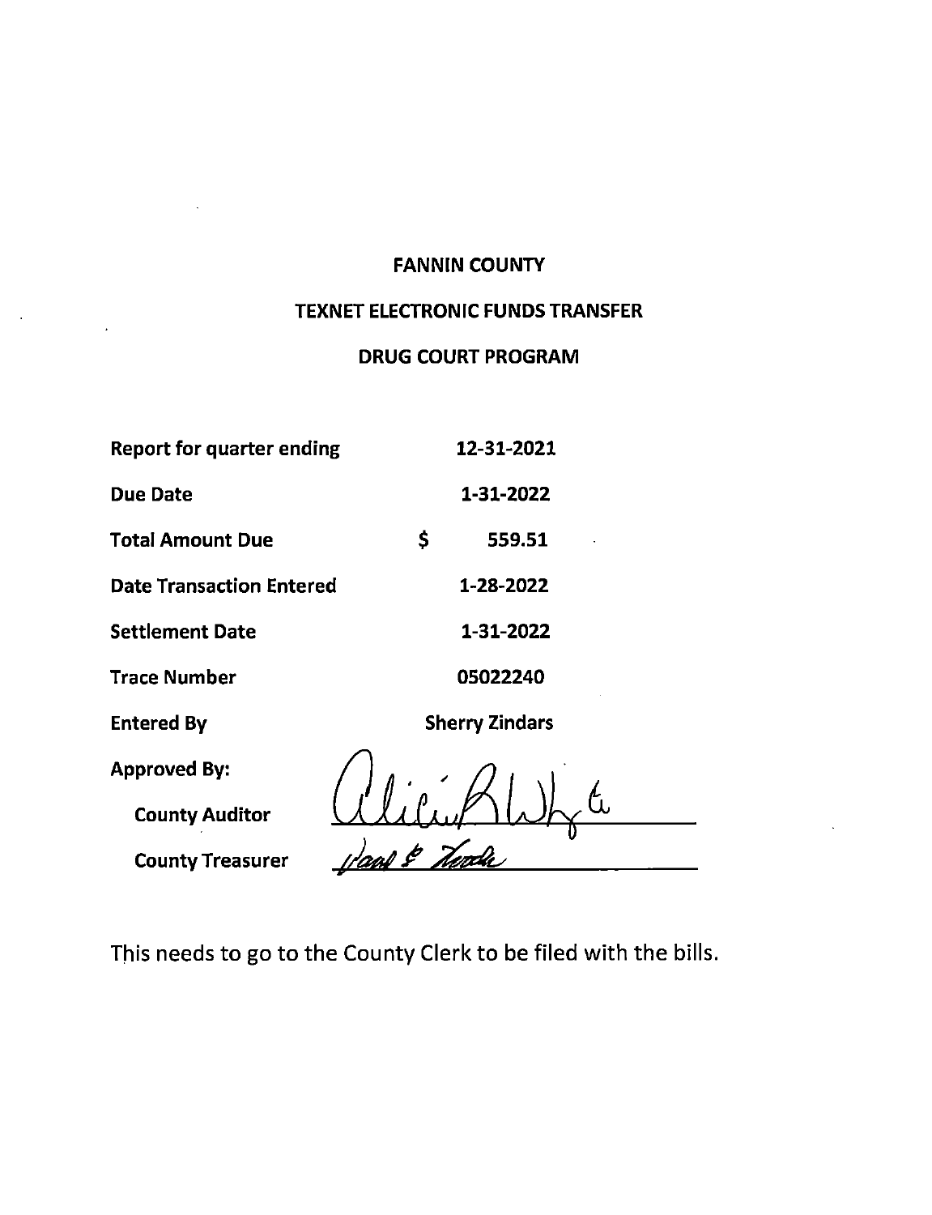**FANNIN COUNTY**

**TEXNET ELECTRONIC FUNDS TRANSFER**

**DRUG COURT PROGRAM**

| | |
|---|---|
| **Report for quarter ending** | **12-31-2021** |
| **Due Date** | **1-31-2022** |
| **Total Amount Due** | **$ 559.51** |
| **Date Transaction Entered** | **1-28-2022** |
| **Settlement Date** | **1-31-2022** |
| **Trace Number** | **05022240** |
| **Entered By** | **Sherry Zindars** |

**Approved By:**

**County Auditor** Alicia B White

**County Treasurer** Paul E Tesdal

This needs to go to the County Clerk to be filed with the bills.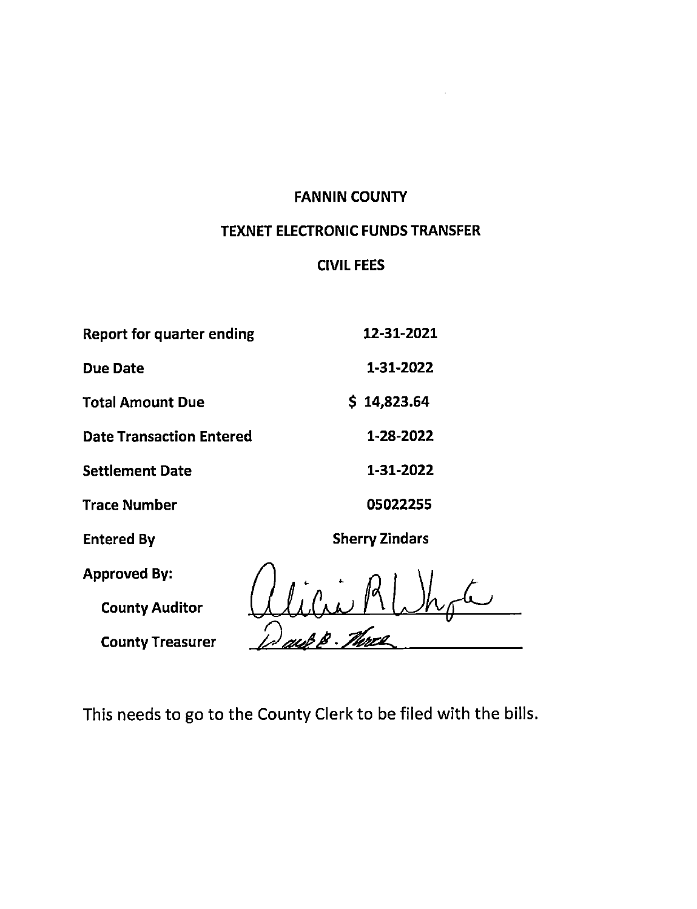# FANNIN COUNTY

## TEXNET ELECTRONIC FUNDS TRANSFER

## CIVIL FEES

| | |
|---|---|
| **Report for quarter ending** | **12-31-2021** |
| **Due Date** | **1-31-2022** |
| **Total Amount Due** | **$ 14,823.64** |
| **Date Transaction Entered** | **1-28-2022** |
| **Settlement Date** | **1-31-2022** |
| **Trace Number** | **05022255** |
| **Entered By** | **Sherry Zindars** |

**Approved By:**

**County Auditor** Alicia R White

**County Treasurer** David B. Morse

This needs to go to the County Clerk to be filed with the bills.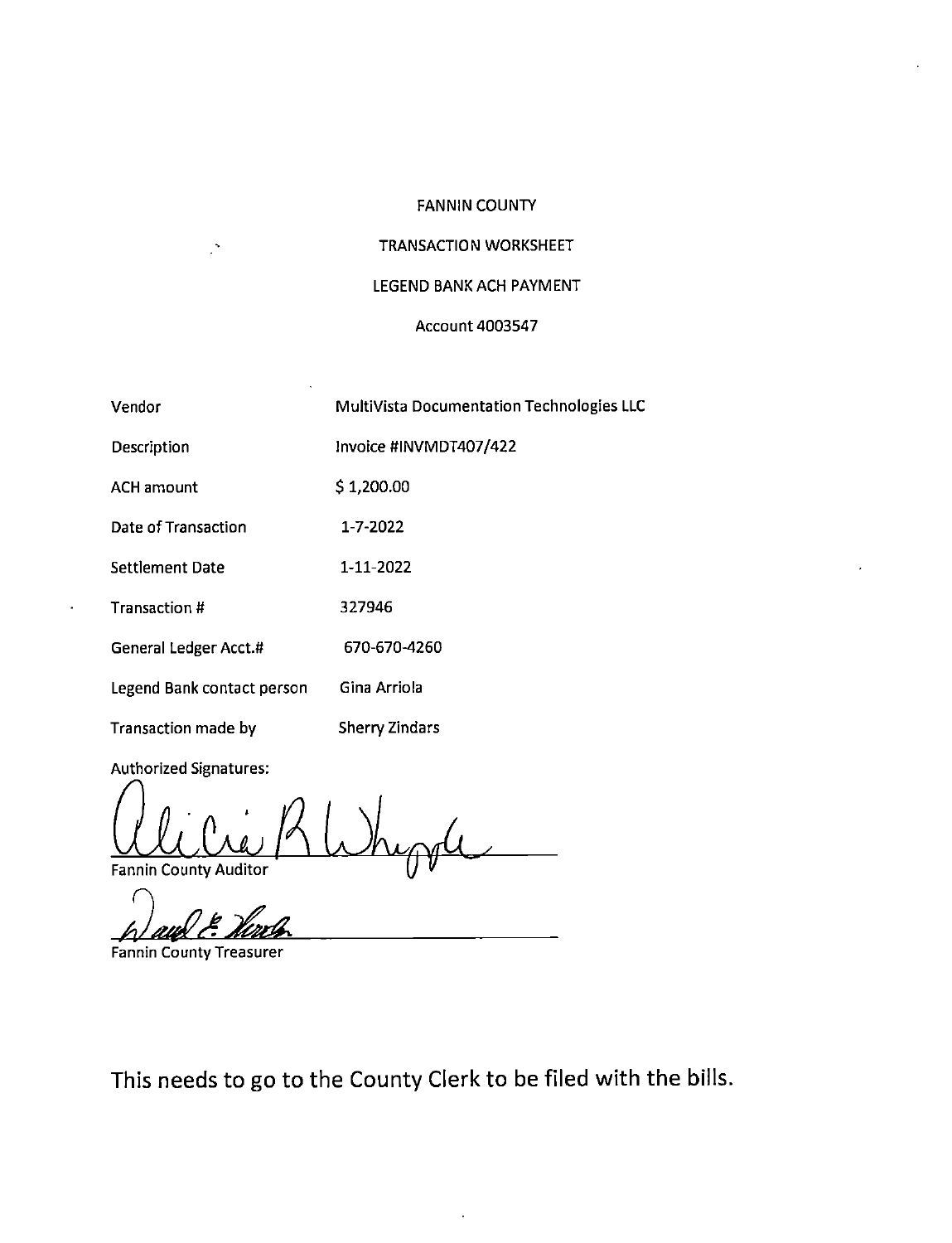FANNIN COUNTY

TRANSACTION WORKSHEET

LEGEND BANK ACH PAYMENT

Account 4003547

| | |
|---|---|
| Vendor | MultiVista Documentation Technologies LLC |
| Description | Invoice #INVMDT407/422 |
| ACH amount | $ 1,200.00 |
| Date of Transaction | 1-7-2022 |
| Settlement Date | 1-11-2022 |
| Transaction # | 327946 |
| General Ledger Acct.# | 670-670-4260 |
| Legend Bank contact person | Gina Arriola |
| Transaction made by | Sherry Zindars |

Authorized Signatures:

Alicia R Whipple

Fannin County Auditor

David E. Woods

Fannin County Treasurer

This needs to go to the County Clerk to be filed with the bills.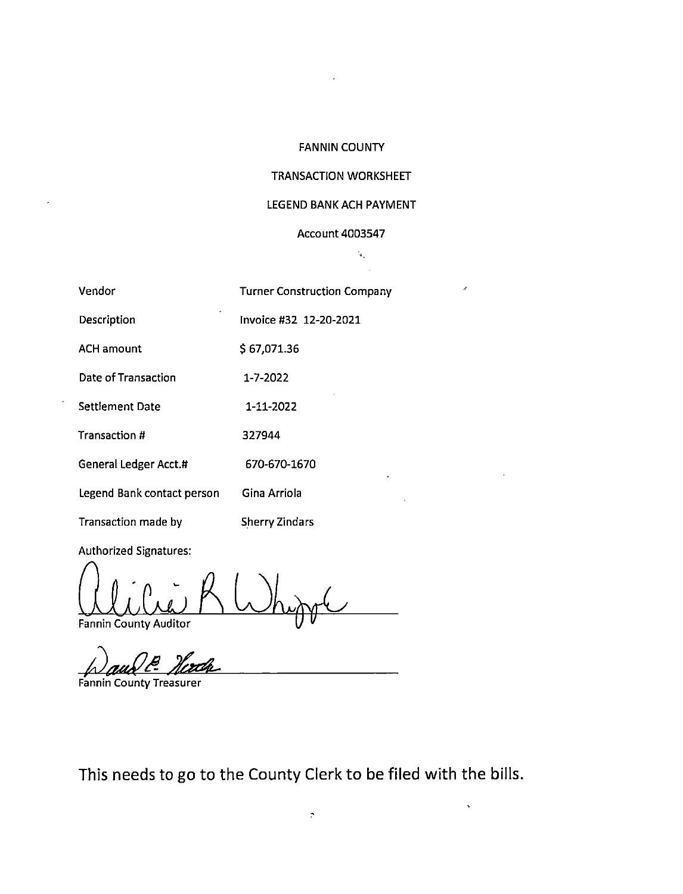# FANNIN COUNTY

## TRANSACTION WORKSHEET

## LEGEND BANK ACH PAYMENT

Account 4003547

| | |
|---|---|
| Vendor | Turner Construction Company |
| Description | Invoice #32 12-20-2021 |
| ACH amount | $ 67,071.36 |
| Date of Transaction | 1-7-2022 |
| Settlement Date | 1-11-2022 |
| Transaction # | 327944 |
| General Ledger Acct.# | 670-670-1670 |
| Legend Bank contact person | Gina Arriola |
| Transaction made by | Sherry Zindars |

Authorized Signatures:

Alicia R Whipple

Fannin County Auditor

David E. Hersh

Fannin County Treasurer

This needs to go to the County Clerk to be filed with the bills.